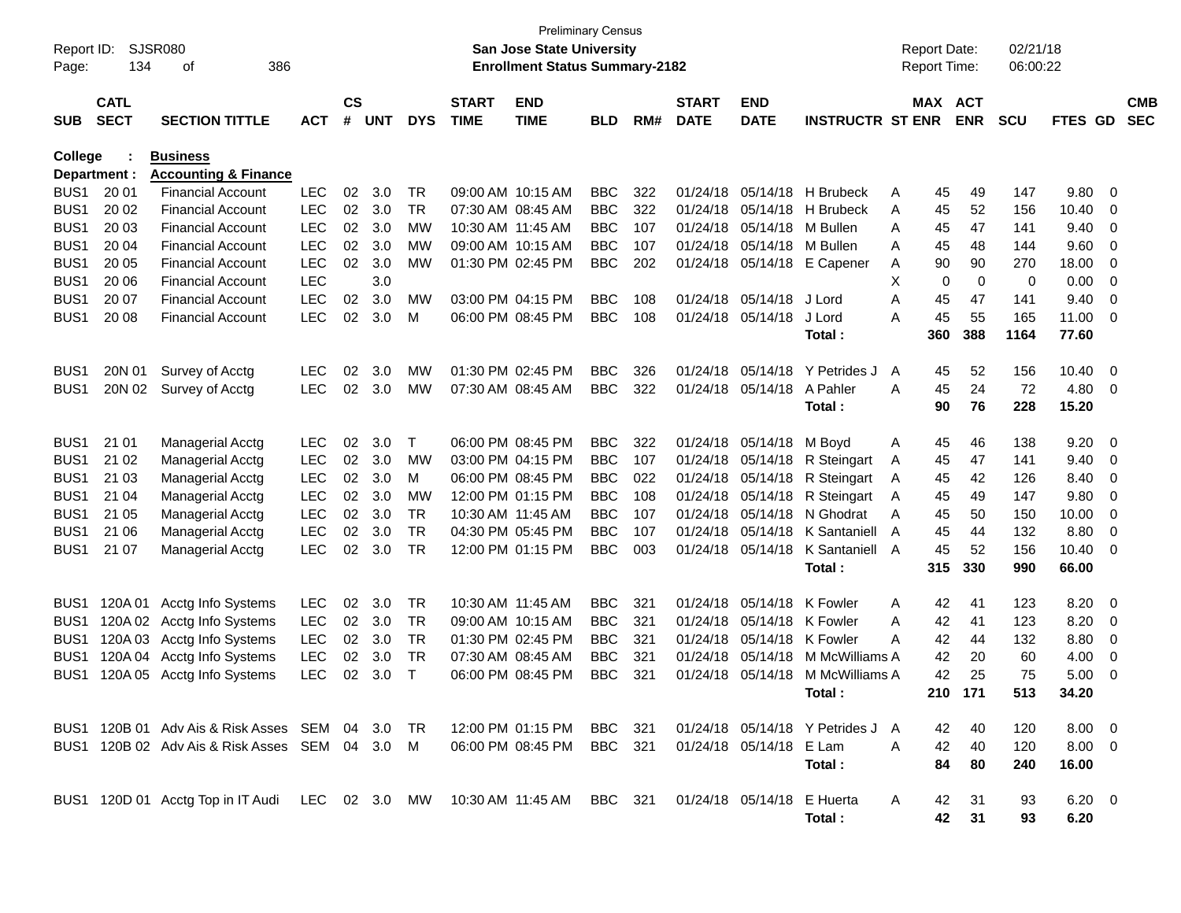Preliminary Census

**San Jose State University**

**Enrollment Status Summary-2182**

Report ID: SJSR080
Page: 134 of 386

Report Date: 02/21/18
Report Time: 06:00:22

**College : Business**
**Department : Accounting & Finance**

| SUB | CATL SECT | SECTION TITTLE | ACT | CS # | UNT | DYS | START TIME | END TIME | BLD | RM# | START DATE | END DATE | INSTRUCTR | ST | MAX ENR | ACT ENR | SCU | FTES | GD | CMB SEC |
|---|---|---|---|---|---|---|---|---|---|---|---|---|---|---|---|---|---|---|---|---|
| BUS1 | 20 01 | Financial Account | LEC | 02 | 3.0 | TR | 09:00 AM | 10:15 AM | BBC | 322 | 01/24/18 | 05/14/18 | H Brubeck | A | 45 | 49 | 147 | 9.80 | 0 | |
| BUS1 | 20 02 | Financial Account | LEC | 02 | 3.0 | TR | 07:30 AM | 08:45 AM | BBC | 322 | 01/24/18 | 05/14/18 | H Brubeck | A | 45 | 52 | 156 | 10.40 | 0 | |
| BUS1 | 20 03 | Financial Account | LEC | 02 | 3.0 | MW | 10:30 AM | 11:45 AM | BBC | 107 | 01/24/18 | 05/14/18 | M Bullen | A | 45 | 47 | 141 | 9.40 | 0 | |
| BUS1 | 20 04 | Financial Account | LEC | 02 | 3.0 | MW | 09:00 AM | 10:15 AM | BBC | 107 | 01/24/18 | 05/14/18 | M Bullen | A | 45 | 48 | 144 | 9.60 | 0 | |
| BUS1 | 20 05 | Financial Account | LEC | 02 | 3.0 | MW | 01:30 PM | 02:45 PM | BBC | 202 | 01/24/18 | 05/14/18 | E Capener | A | 90 | 90 | 270 | 18.00 | 0 | |
| BUS1 | 20 06 | Financial Account | LEC | | 3.0 | | | | | | | | | X | 0 | 0 | 0 | 0.00 | 0 | |
| BUS1 | 20 07 | Financial Account | LEC | 02 | 3.0 | MW | 03:00 PM | 04:15 PM | BBC | 108 | 01/24/18 | 05/14/18 | J Lord | A | 45 | 47 | 141 | 9.40 | 0 | |
| BUS1 | 20 08 | Financial Account | LEC | 02 | 3.0 | M | 06:00 PM | 08:45 PM | BBC | 108 | 01/24/18 | 05/14/18 | J Lord | A | 45 | 55 | 165 | 11.00 | 0 | |
| | | | | | | | | | | | | | **Total :** | | **360** | **388** | **1164** | **77.60** | | |
| BUS1 | 20N 01 | Survey of Acctg | LEC | 02 | 3.0 | MW | 01:30 PM | 02:45 PM | BBC | 326 | 01/24/18 | 05/14/18 | Y Petrides J | A | 45 | 52 | 156 | 10.40 | 0 | |
| BUS1 | 20N 02 | Survey of Acctg | LEC | 02 | 3.0 | MW | 07:30 AM | 08:45 AM | BBC | 322 | 01/24/18 | 05/14/18 | A Pahler | A | 45 | 24 | 72 | 4.80 | 0 | |
| | | | | | | | | | | | | | **Total :** | | **90** | **76** | **228** | **15.20** | | |
| BUS1 | 21 01 | Managerial Acctg | LEC | 02 | 3.0 | T | 06:00 PM | 08:45 PM | BBC | 322 | 01/24/18 | 05/14/18 | M Boyd | A | 45 | 46 | 138 | 9.20 | 0 | |
| BUS1 | 21 02 | Managerial Acctg | LEC | 02 | 3.0 | MW | 03:00 PM | 04:15 PM | BBC | 107 | 01/24/18 | 05/14/18 | R Steingart | A | 45 | 47 | 141 | 9.40 | 0 | |
| BUS1 | 21 03 | Managerial Acctg | LEC | 02 | 3.0 | M | 06:00 PM | 08:45 PM | BBC | 022 | 01/24/18 | 05/14/18 | R Steingart | A | 45 | 42 | 126 | 8.40 | 0 | |
| BUS1 | 21 04 | Managerial Acctg | LEC | 02 | 3.0 | MW | 12:00 PM | 01:15 PM | BBC | 108 | 01/24/18 | 05/14/18 | R Steingart | A | 45 | 49 | 147 | 9.80 | 0 | |
| BUS1 | 21 05 | Managerial Acctg | LEC | 02 | 3.0 | TR | 10:30 AM | 11:45 AM | BBC | 107 | 01/24/18 | 05/14/18 | N Ghodrat | A | 45 | 50 | 150 | 10.00 | 0 | |
| BUS1 | 21 06 | Managerial Acctg | LEC | 02 | 3.0 | TR | 04:30 PM | 05:45 PM | BBC | 107 | 01/24/18 | 05/14/18 | K Santaniell | A | 45 | 44 | 132 | 8.80 | 0 | |
| BUS1 | 21 07 | Managerial Acctg | LEC | 02 | 3.0 | TR | 12:00 PM | 01:15 PM | BBC | 003 | 01/24/18 | 05/14/18 | K Santaniell | A | 45 | 52 | 156 | 10.40 | 0 | |
| | | | | | | | | | | | | | **Total :** | | **315** | **330** | **990** | **66.00** | | |
| BUS1 | 120A 01 | Acctg Info Systems | LEC | 02 | 3.0 | TR | 10:30 AM | 11:45 AM | BBC | 321 | 01/24/18 | 05/14/18 | K Fowler | A | 42 | 41 | 123 | 8.20 | 0 | |
| BUS1 | 120A 02 | Acctg Info Systems | LEC | 02 | 3.0 | TR | 09:00 AM | 10:15 AM | BBC | 321 | 01/24/18 | 05/14/18 | K Fowler | A | 42 | 41 | 123 | 8.20 | 0 | |
| BUS1 | 120A 03 | Acctg Info Systems | LEC | 02 | 3.0 | TR | 01:30 PM | 02:45 PM | BBC | 321 | 01/24/18 | 05/14/18 | K Fowler | A | 42 | 44 | 132 | 8.80 | 0 | |
| BUS1 | 120A 04 | Acctg Info Systems | LEC | 02 | 3.0 | TR | 07:30 AM | 08:45 AM | BBC | 321 | 01/24/18 | 05/14/18 | M McWilliams | A | 42 | 20 | 60 | 4.00 | 0 | |
| BUS1 | 120A 05 | Acctg Info Systems | LEC | 02 | 3.0 | T | 06:00 PM | 08:45 PM | BBC | 321 | 01/24/18 | 05/14/18 | M McWilliams | A | 42 | 25 | 75 | 5.00 | 0 | |
| | | | | | | | | | | | | | **Total :** | | **210** | **171** | **513** | **34.20** | | |
| BUS1 | 120B 01 | Adv Ais & Risk Asses | SEM | 04 | 3.0 | TR | 12:00 PM | 01:15 PM | BBC | 321 | 01/24/18 | 05/14/18 | Y Petrides J | A | 42 | 40 | 120 | 8.00 | 0 | |
| BUS1 | 120B 02 | Adv Ais & Risk Asses | SEM | 04 | 3.0 | M | 06:00 PM | 08:45 PM | BBC | 321 | 01/24/18 | 05/14/18 | E Lam | A | 42 | 40 | 120 | 8.00 | 0 | |
| | | | | | | | | | | | | | **Total :** | | **84** | **80** | **240** | **16.00** | | |
| BUS1 | 120D 01 | Acctg Top in IT Audi | LEC | 02 | 3.0 | MW | 10:30 AM | 11:45 AM | BBC | 321 | 01/24/18 | 05/14/18 | E Huerta | A | 42 | 31 | 93 | 6.20 | 0 | |
| | | | | | | | | | | | | | **Total :** | | **42** | **31** | **93** | **6.20** | | |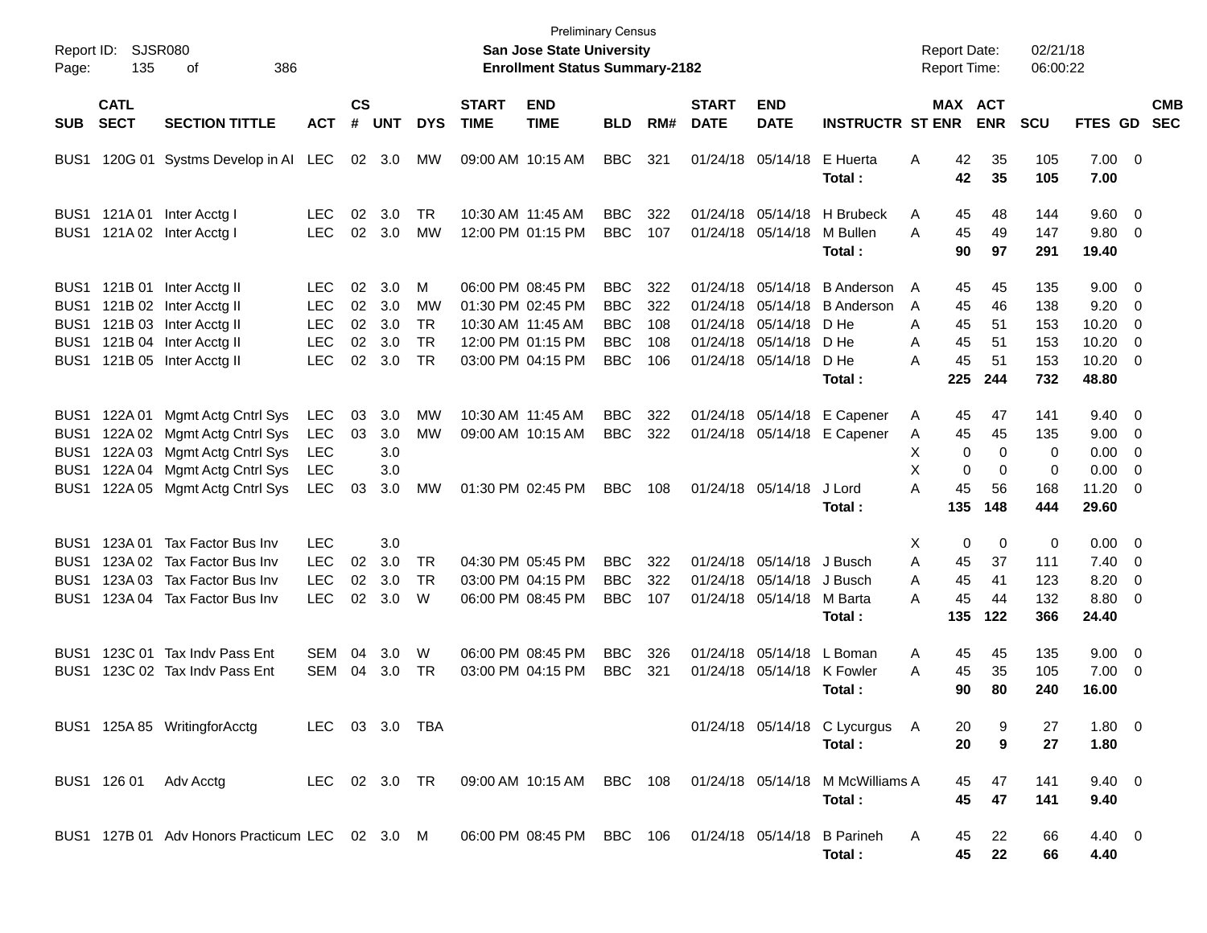Preliminary Census

Report ID: SJSR080

**San Jose State University**

**Enrollment Status Summary-2182**

Report Date: 02/21/18

Report Time: 06:00:22

| SUB | CATL SECT | SECTION TITTLE | ACT | CS # | UNT | DYS | START TIME | END TIME | BLD | RM# | START DATE | END DATE | INSTRUCTR | ST | MAX ENR | ACT ENR | SCU | FTES | GD | CMB SEC |
|---|---|---|---|---|---|---|---|---|---|---|---|---|---|---|---|---|---|---|---|---|
| BUS1 | 120G 01 | Systms Develop in AI | LEC | 02 | 3.0 | MW | 09:00 AM | 10:15 AM | BBC | 321 | 01/24/18 | 05/14/18 | E Huerta | A | 42 | 35 | 105 | 7.00 | 0 | |
| | | | | | | | | | | | | | **Total :** | | **42** | **35** | **105** | **7.00** | | |
| BUS1 | 121A 01 | Inter Acctg I | LEC | 02 | 3.0 | TR | 10:30 AM | 11:45 AM | BBC | 322 | 01/24/18 | 05/14/18 | H Brubeck | A | 45 | 48 | 144 | 9.60 | 0 | |
| BUS1 | 121A 02 | Inter Acctg I | LEC | 02 | 3.0 | MW | 12:00 PM | 01:15 PM | BBC | 107 | 01/24/18 | 05/14/18 | M Bullen | A | 45 | 49 | 147 | 9.80 | 0 | |
| | | | | | | | | | | | | | **Total :** | | **90** | **97** | **291** | **19.40** | | |
| BUS1 | 121B 01 | Inter Acctg II | LEC | 02 | 3.0 | M | 06:00 PM | 08:45 PM | BBC | 322 | 01/24/18 | 05/14/18 | B Anderson | A | 45 | 45 | 135 | 9.00 | 0 | |
| BUS1 | 121B 02 | Inter Acctg II | LEC | 02 | 3.0 | MW | 01:30 PM | 02:45 PM | BBC | 322 | 01/24/18 | 05/14/18 | B Anderson | A | 45 | 46 | 138 | 9.20 | 0 | |
| BUS1 | 121B 03 | Inter Acctg II | LEC | 02 | 3.0 | TR | 10:30 AM | 11:45 AM | BBC | 108 | 01/24/18 | 05/14/18 | D He | A | 45 | 51 | 153 | 10.20 | 0 | |
| BUS1 | 121B 04 | Inter Acctg II | LEC | 02 | 3.0 | TR | 12:00 PM | 01:15 PM | BBC | 108 | 01/24/18 | 05/14/18 | D He | A | 45 | 51 | 153 | 10.20 | 0 | |
| BUS1 | 121B 05 | Inter Acctg II | LEC | 02 | 3.0 | TR | 03:00 PM | 04:15 PM | BBC | 106 | 01/24/18 | 05/14/18 | D He | A | 45 | 51 | 153 | 10.20 | 0 | |
| | | | | | | | | | | | | | **Total :** | | **225** | **244** | **732** | **48.80** | | |
| BUS1 | 122A 01 | Mgmt Actg Cntrl Sys | LEC | 03 | 3.0 | MW | 10:30 AM | 11:45 AM | BBC | 322 | 01/24/18 | 05/14/18 | E Capener | A | 45 | 47 | 141 | 9.40 | 0 | |
| BUS1 | 122A 02 | Mgmt Actg Cntrl Sys | LEC | 03 | 3.0 | MW | 09:00 AM | 10:15 AM | BBC | 322 | 01/24/18 | 05/14/18 | E Capener | A | 45 | 45 | 135 | 9.00 | 0 | |
| BUS1 | 122A 03 | Mgmt Actg Cntrl Sys | LEC | | 3.0 | | | | | | | | | X | 0 | 0 | 0 | 0.00 | 0 | |
| BUS1 | 122A 04 | Mgmt Actg Cntrl Sys | LEC | | 3.0 | | | | | | | | | X | 0 | 0 | 0 | 0.00 | 0 | |
| BUS1 | 122A 05 | Mgmt Actg Cntrl Sys | LEC | 03 | 3.0 | MW | 01:30 PM | 02:45 PM | BBC | 108 | 01/24/18 | 05/14/18 | J Lord | A | 45 | 56 | 168 | 11.20 | 0 | |
| | | | | | | | | | | | | | **Total :** | | **135** | **148** | **444** | **29.60** | | |
| BUS1 | 123A 01 | Tax Factor Bus Inv | LEC | | 3.0 | | | | | | | | | X | 0 | 0 | 0 | 0.00 | 0 | |
| BUS1 | 123A 02 | Tax Factor Bus Inv | LEC | 02 | 3.0 | TR | 04:30 PM | 05:45 PM | BBC | 322 | 01/24/18 | 05/14/18 | J Busch | A | 45 | 37 | 111 | 7.40 | 0 | |
| BUS1 | 123A 03 | Tax Factor Bus Inv | LEC | 02 | 3.0 | TR | 03:00 PM | 04:15 PM | BBC | 322 | 01/24/18 | 05/14/18 | J Busch | A | 45 | 41 | 123 | 8.20 | 0 | |
| BUS1 | 123A 04 | Tax Factor Bus Inv | LEC | 02 | 3.0 | W | 06:00 PM | 08:45 PM | BBC | 107 | 01/24/18 | 05/14/18 | M Barta | A | 45 | 44 | 132 | 8.80 | 0 | |
| | | | | | | | | | | | | | **Total :** | | **135** | **122** | **366** | **24.40** | | |
| BUS1 | 123C 01 | Tax Indv Pass Ent | SEM | 04 | 3.0 | W | 06:00 PM | 08:45 PM | BBC | 326 | 01/24/18 | 05/14/18 | L Boman | A | 45 | 45 | 135 | 9.00 | 0 | |
| BUS1 | 123C 02 | Tax Indv Pass Ent | SEM | 04 | 3.0 | TR | 03:00 PM | 04:15 PM | BBC | 321 | 01/24/18 | 05/14/18 | K Fowler | A | 45 | 35 | 105 | 7.00 | 0 | |
| | | | | | | | | | | | | | **Total :** | | **90** | **80** | **240** | **16.00** | | |
| BUS1 | 125A 85 | WritingforAcctg | LEC | 03 | 3.0 | TBA | | | | | 01/24/18 | 05/14/18 | C Lycurgus | A | 20 | 9 | 27 | 1.80 | 0 | |
| | | | | | | | | | | | | | **Total :** | | **20** | **9** | **27** | **1.80** | | |
| BUS1 | 126 01 | Adv Acctg | LEC | 02 | 3.0 | TR | 09:00 AM | 10:15 AM | BBC | 108 | 01/24/18 | 05/14/18 | M McWilliams | A | 45 | 47 | 141 | 9.40 | 0 | |
| | | | | | | | | | | | | | **Total :** | | **45** | **47** | **141** | **9.40** | | |
| BUS1 | 127B 01 | Adv Honors Practicum | LEC | 02 | 3.0 | M | 06:00 PM | 08:45 PM | BBC | 106 | 01/24/18 | 05/14/18 | B Parineh | A | 45 | 22 | 66 | 4.40 | 0 | |
| | | | | | | | | | | | | | **Total :** | | **45** | **22** | **66** | **4.40** | | |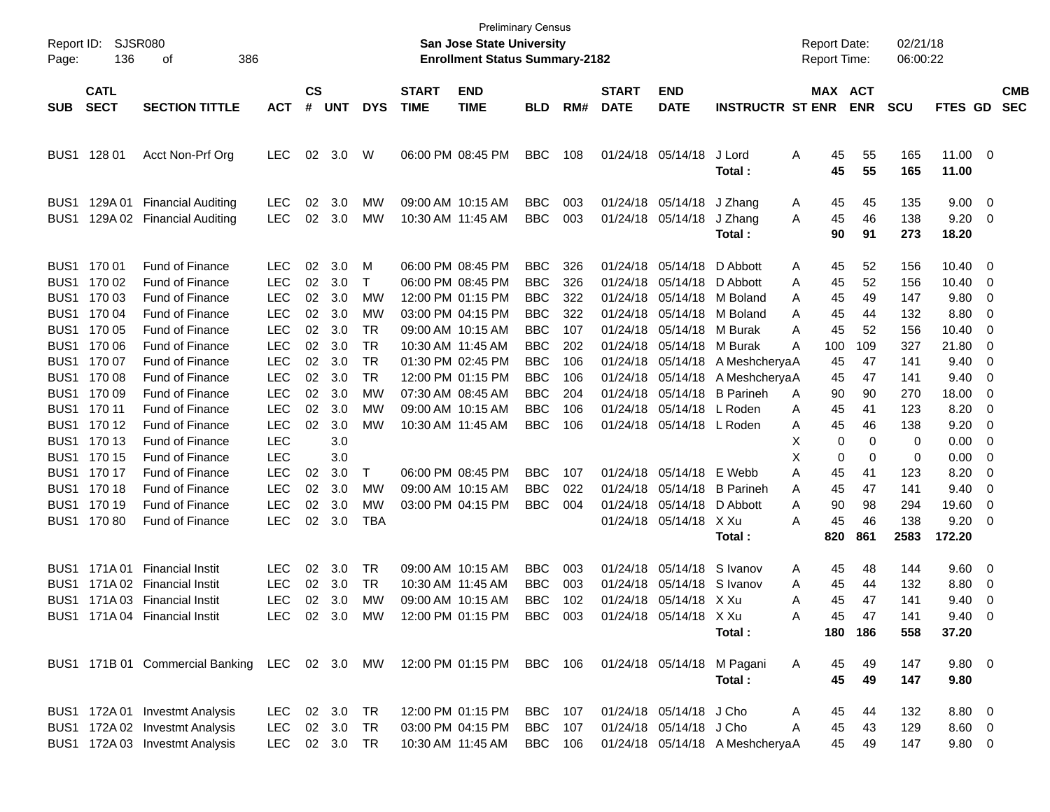Preliminary Census

**San Jose State University**

**Enrollment Status Summary-2182**

Report ID: SJSR080
Report Date: 02/21/18
Report Time: 06:00:22

| SUB | CATL SECT | SECTION TITTLE | ACT | CS # | UNT | DYS | START TIME | END TIME | BLD | RM# | START DATE | END DATE | INSTRUCTR | ST | MAX ENR | ACT ENR | SCU | FTES | GD | CMB SEC |
|---|---|---|---|---|---|---|---|---|---|---|---|---|---|---|---|---|---|---|---|---|
| BUS1 | 128 01 | Acct Non-Prf Org | LEC | 02 | 3.0 | W | 06:00 PM | 08:45 PM | BBC | 108 | 01/24/18 | 05/14/18 | J Lord | A | 45 | 55 | 165 | 11.00 | 0 | |
| | | | | | | | | | | | | | **Total :** | | **45** | **55** | **165** | **11.00** | | |
| BUS1 | 129A 01 | Financial Auditing | LEC | 02 | 3.0 | MW | 09:00 AM | 10:15 AM | BBC | 003 | 01/24/18 | 05/14/18 | J Zhang | A | 45 | 45 | 135 | 9.00 | 0 | |
| BUS1 | 129A 02 | Financial Auditing | LEC | 02 | 3.0 | MW | 10:30 AM | 11:45 AM | BBC | 003 | 01/24/18 | 05/14/18 | J Zhang | A | 45 | 46 | 138 | 9.20 | 0 | |
| | | | | | | | | | | | | | **Total :** | | **90** | **91** | **273** | **18.20** | | |
| BUS1 | 170 01 | Fund of Finance | LEC | 02 | 3.0 | M | 06:00 PM | 08:45 PM | BBC | 326 | 01/24/18 | 05/14/18 | D Abbott | A | 45 | 52 | 156 | 10.40 | 0 | |
| BUS1 | 170 02 | Fund of Finance | LEC | 02 | 3.0 | T | 06:00 PM | 08:45 PM | BBC | 326 | 01/24/18 | 05/14/18 | D Abbott | A | 45 | 52 | 156 | 10.40 | 0 | |
| BUS1 | 170 03 | Fund of Finance | LEC | 02 | 3.0 | MW | 12:00 PM | 01:15 PM | BBC | 322 | 01/24/18 | 05/14/18 | M Boland | A | 45 | 49 | 147 | 9.80 | 0 | |
| BUS1 | 170 04 | Fund of Finance | LEC | 02 | 3.0 | MW | 03:00 PM | 04:15 PM | BBC | 322 | 01/24/18 | 05/14/18 | M Boland | A | 45 | 44 | 132 | 8.80 | 0 | |
| BUS1 | 170 05 | Fund of Finance | LEC | 02 | 3.0 | TR | 09:00 AM | 10:15 AM | BBC | 107 | 01/24/18 | 05/14/18 | M Burak | A | 45 | 52 | 156 | 10.40 | 0 | |
| BUS1 | 170 06 | Fund of Finance | LEC | 02 | 3.0 | TR | 10:30 AM | 11:45 AM | BBC | 202 | 01/24/18 | 05/14/18 | M Burak | A | 100 | 109 | 327 | 21.80 | 0 | |
| BUS1 | 170 07 | Fund of Finance | LEC | 02 | 3.0 | TR | 01:30 PM | 02:45 PM | BBC | 106 | 01/24/18 | 05/14/18 | A Meshcherya | A | 45 | 47 | 141 | 9.40 | 0 | |
| BUS1 | 170 08 | Fund of Finance | LEC | 02 | 3.0 | TR | 12:00 PM | 01:15 PM | BBC | 106 | 01/24/18 | 05/14/18 | A Meshcherya | A | 45 | 47 | 141 | 9.40 | 0 | |
| BUS1 | 170 09 | Fund of Finance | LEC | 02 | 3.0 | MW | 07:30 AM | 08:45 AM | BBC | 204 | 01/24/18 | 05/14/18 | B Parineh | A | 90 | 90 | 270 | 18.00 | 0 | |
| BUS1 | 170 11 | Fund of Finance | LEC | 02 | 3.0 | MW | 09:00 AM | 10:15 AM | BBC | 106 | 01/24/18 | 05/14/18 | L Roden | A | 45 | 41 | 123 | 8.20 | 0 | |
| BUS1 | 170 12 | Fund of Finance | LEC | 02 | 3.0 | MW | 10:30 AM | 11:45 AM | BBC | 106 | 01/24/18 | 05/14/18 | L Roden | A | 45 | 46 | 138 | 9.20 | 0 | |
| BUS1 | 170 13 | Fund of Finance | LEC | | 3.0 | | | | | | | | | X | 0 | 0 | 0 | 0.00 | 0 | |
| BUS1 | 170 15 | Fund of Finance | LEC | | 3.0 | | | | | | | | | X | 0 | 0 | 0 | 0.00 | 0 | |
| BUS1 | 170 17 | Fund of Finance | LEC | 02 | 3.0 | T | 06:00 PM | 08:45 PM | BBC | 107 | 01/24/18 | 05/14/18 | E Webb | A | 45 | 41 | 123 | 8.20 | 0 | |
| BUS1 | 170 18 | Fund of Finance | LEC | 02 | 3.0 | MW | 09:00 AM | 10:15 AM | BBC | 022 | 01/24/18 | 05/14/18 | B Parineh | A | 45 | 47 | 141 | 9.40 | 0 | |
| BUS1 | 170 19 | Fund of Finance | LEC | 02 | 3.0 | MW | 03:00 PM | 04:15 PM | BBC | 004 | 01/24/18 | 05/14/18 | D Abbott | A | 90 | 98 | 294 | 19.60 | 0 | |
| BUS1 | 170 80 | Fund of Finance | LEC | 02 | 3.0 | TBA | | | | | 01/24/18 | 05/14/18 | X Xu | A | 45 | 46 | 138 | 9.20 | 0 | |
| | | | | | | | | | | | | | **Total :** | | **820** | **861** | **2583** | **172.20** | | |
| BUS1 | 171A 01 | Financial Instit | LEC | 02 | 3.0 | TR | 09:00 AM | 10:15 AM | BBC | 003 | 01/24/18 | 05/14/18 | S Ivanov | A | 45 | 48 | 144 | 9.60 | 0 | |
| BUS1 | 171A 02 | Financial Instit | LEC | 02 | 3.0 | TR | 10:30 AM | 11:45 AM | BBC | 003 | 01/24/18 | 05/14/18 | S Ivanov | A | 45 | 44 | 132 | 8.80 | 0 | |
| BUS1 | 171A 03 | Financial Instit | LEC | 02 | 3.0 | MW | 09:00 AM | 10:15 AM | BBC | 102 | 01/24/18 | 05/14/18 | X Xu | A | 45 | 47 | 141 | 9.40 | 0 | |
| BUS1 | 171A 04 | Financial Instit | LEC | 02 | 3.0 | MW | 12:00 PM | 01:15 PM | BBC | 003 | 01/24/18 | 05/14/18 | X Xu | A | 45 | 47 | 141 | 9.40 | 0 | |
| | | | | | | | | | | | | | **Total :** | | **180** | **186** | **558** | **37.20** | | |
| BUS1 | 171B 01 | Commercial Banking | LEC | 02 | 3.0 | MW | 12:00 PM | 01:15 PM | BBC | 106 | 01/24/18 | 05/14/18 | M Pagani | A | 45 | 49 | 147 | 9.80 | 0 | |
| | | | | | | | | | | | | | **Total :** | | **45** | **49** | **147** | **9.80** | | |
| BUS1 | 172A 01 | Investmt Analysis | LEC | 02 | 3.0 | TR | 12:00 PM | 01:15 PM | BBC | 107 | 01/24/18 | 05/14/18 | J Cho | A | 45 | 44 | 132 | 8.80 | 0 | |
| BUS1 | 172A 02 | Investmt Analysis | LEC | 02 | 3.0 | TR | 03:00 PM | 04:15 PM | BBC | 107 | 01/24/18 | 05/14/18 | J Cho | A | 45 | 43 | 129 | 8.60 | 0 | |
| BUS1 | 172A 03 | Investmt Analysis | LEC | 02 | 3.0 | TR | 10:30 AM | 11:45 AM | BBC | 106 | 01/24/18 | 05/14/18 | A Meshcherya | A | 45 | 49 | 147 | 9.80 | 0 | |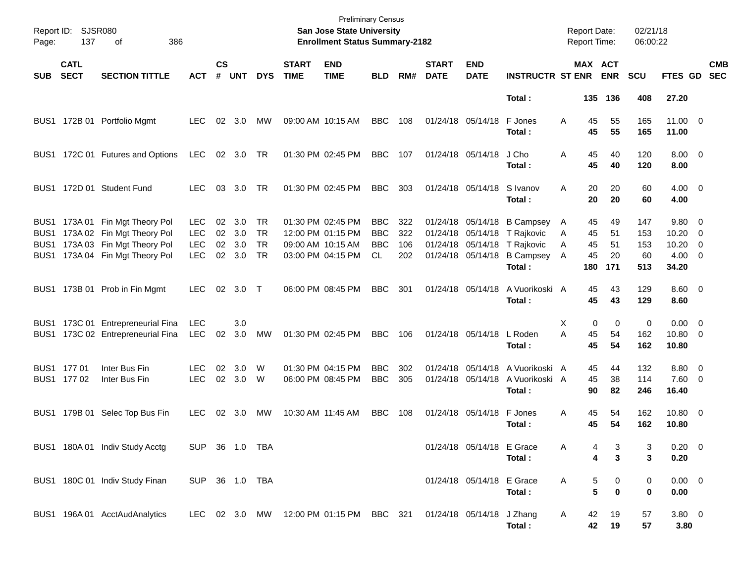Preliminary Census

**San Jose State University**

**Enrollment Status Summary-2182**

Report ID: SJSR080
Page: 137 of 386

Report Date: 02/21/18
Report Time: 06:00:22

| SUB | CATL SECT | SECTION TITTLE | ACT | CS # | UNT | DYS | START TIME | END TIME | BLD | RM# | START DATE | END DATE | INSTRUCTR | ST | MAX ENR | ACT ENR | SCU | FTES | GD | CMB SEC |
|---|---|---|---|---|---|---|---|---|---|---|---|---|---|---|---|---|---|---|---|---|
| | | | | | | | | | | | | | **Total :** | | **135** | **136** | **408** | **27.20** | | |
| BUS1 | 172B 01 | Portfolio Mgmt | LEC | 02 | 3.0 | MW | 09:00 AM | 10:15 AM | BBC | 108 | 01/24/18 | 05/14/18 | F Jones | A | 45 | 55 | 165 | 11.00 | 0 | |
| | | | | | | | | | | | | | **Total :** | | **45** | **55** | **165** | **11.00** | | |
| BUS1 | 172C 01 | Futures and Options | LEC | 02 | 3.0 | TR | 01:30 PM | 02:45 PM | BBC | 107 | 01/24/18 | 05/14/18 | J Cho | A | 45 | 40 | 120 | 8.00 | 0 | |
| | | | | | | | | | | | | | **Total :** | | **45** | **40** | **120** | **8.00** | | |
| BUS1 | 172D 01 | Student Fund | LEC | 03 | 3.0 | TR | 01:30 PM | 02:45 PM | BBC | 303 | 01/24/18 | 05/14/18 | S Ivanov | A | 20 | 20 | 60 | 4.00 | 0 | |
| | | | | | | | | | | | | | **Total :** | | **20** | **20** | **60** | **4.00** | | |
| BUS1 | 173A 01 | Fin Mgt Theory Pol | LEC | 02 | 3.0 | TR | 01:30 PM | 02:45 PM | BBC | 322 | 01/24/18 | 05/14/18 | B Campsey | A | 45 | 49 | 147 | 9.80 | 0 | |
| BUS1 | 173A 02 | Fin Mgt Theory Pol | LEC | 02 | 3.0 | TR | 12:00 PM | 01:15 PM | BBC | 322 | 01/24/18 | 05/14/18 | T Rajkovic | A | 45 | 51 | 153 | 10.20 | 0 | |
| BUS1 | 173A 03 | Fin Mgt Theory Pol | LEC | 02 | 3.0 | TR | 09:00 AM | 10:15 AM | BBC | 106 | 01/24/18 | 05/14/18 | T Rajkovic | A | 45 | 51 | 153 | 10.20 | 0 | |
| BUS1 | 173A 04 | Fin Mgt Theory Pol | LEC | 02 | 3.0 | TR | 03:00 PM | 04:15 PM | CL | 202 | 01/24/18 | 05/14/18 | B Campsey | A | 45 | 20 | 60 | 4.00 | 0 | |
| | | | | | | | | | | | | | **Total :** | | **180** | **171** | **513** | **34.20** | | |
| BUS1 | 173B 01 | Prob in Fin Mgmt | LEC | 02 | 3.0 | T | 06:00 PM | 08:45 PM | BBC | 301 | 01/24/18 | 05/14/18 | A Vuorikoski | A | 45 | 43 | 129 | 8.60 | 0 | |
| | | | | | | | | | | | | | **Total :** | | **45** | **43** | **129** | **8.60** | | |
| BUS1 | 173C 01 | Entrepreneurial Fina | LEC | | 3.0 | | | | | | | | | X | 0 | 0 | 0 | 0.00 | 0 | |
| BUS1 | 173C 02 | Entrepreneurial Fina | LEC | 02 | 3.0 | MW | 01:30 PM | 02:45 PM | BBC | 106 | 01/24/18 | 05/14/18 | L Roden | A | 45 | 54 | 162 | 10.80 | 0 | |
| | | | | | | | | | | | | | **Total :** | | **45** | **54** | **162** | **10.80** | | |
| BUS1 | 177 01 | Inter Bus Fin | LEC | 02 | 3.0 | W | 01:30 PM | 04:15 PM | BBC | 302 | 01/24/18 | 05/14/18 | A Vuorikoski | A | 45 | 44 | 132 | 8.80 | 0 | |
| BUS1 | 177 02 | Inter Bus Fin | LEC | 02 | 3.0 | W | 06:00 PM | 08:45 PM | BBC | 305 | 01/24/18 | 05/14/18 | A Vuorikoski | A | 45 | 38 | 114 | 7.60 | 0 | |
| | | | | | | | | | | | | | **Total :** | | **90** | **82** | **246** | **16.40** | | |
| BUS1 | 179B 01 | Selec Top Bus Fin | LEC | 02 | 3.0 | MW | 10:30 AM | 11:45 AM | BBC | 108 | 01/24/18 | 05/14/18 | F Jones | A | 45 | 54 | 162 | 10.80 | 0 | |
| | | | | | | | | | | | | | **Total :** | | **45** | **54** | **162** | **10.80** | | |
| BUS1 | 180A 01 | Indiv Study Acctg | SUP | 36 | 1.0 | TBA | | | | | 01/24/18 | 05/14/18 | E Grace | A | 4 | 3 | 3 | 0.20 | 0 | |
| | | | | | | | | | | | | | **Total :** | | **4** | **3** | **3** | **0.20** | | |
| BUS1 | 180C 01 | Indiv Study Finan | SUP | 36 | 1.0 | TBA | | | | | 01/24/18 | 05/14/18 | E Grace | A | 5 | 0 | 0 | 0.00 | 0 | |
| | | | | | | | | | | | | | **Total :** | | **5** | **0** | **0** | **0.00** | | |
| BUS1 | 196A 01 | AcctAudAnalytics | LEC | 02 | 3.0 | MW | 12:00 PM | 01:15 PM | BBC | 321 | 01/24/18 | 05/14/18 | J Zhang | A | 42 | 19 | 57 | 3.80 | 0 | |
| | | | | | | | | | | | | | **Total :** | | **42** | **19** | **57** | **3.80** | | |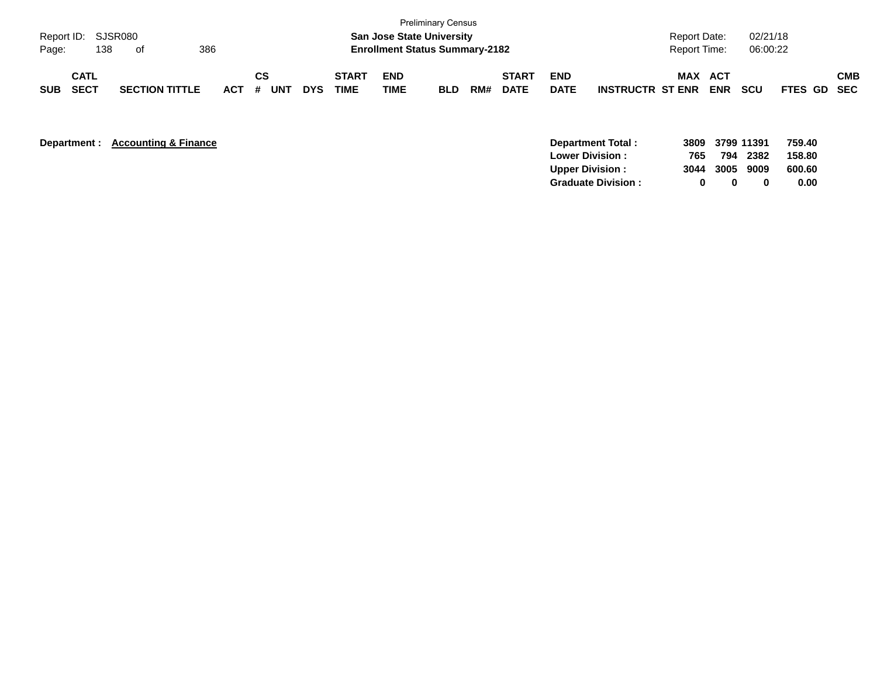Preliminary Census

**San Jose State University**

**Enrollment Status Summary-2182**

| SUB | CATL SECT | SECTION TITTLE | ACT | CS # | UNT | DYS | START TIME | END TIME | BLD | RM# | START DATE | END DATE | INSTRUCTR | MAX ST ENR | ACT ENR | SCU | FTES | GD | CMB SEC |
|---|---|---|---|---|---|---|---|---|---|---|---|---|---|---|---|---|---|---|---|

**Department :** **Accounting & Finance**

| | MAX ST ENR | ACT ENR | SCU | FTES |
|---|---|---|---|---|
| **Department Total :** | **3809** | **3799** | **11391** | **759.40** |
| **Lower Division :** | **765** | **794** | **2382** | **158.80** |
| **Upper Division :** | **3044** | **3005** | **9009** | **600.60** |
| **Graduate Division :** | **0** | **0** | **0** | **0.00** |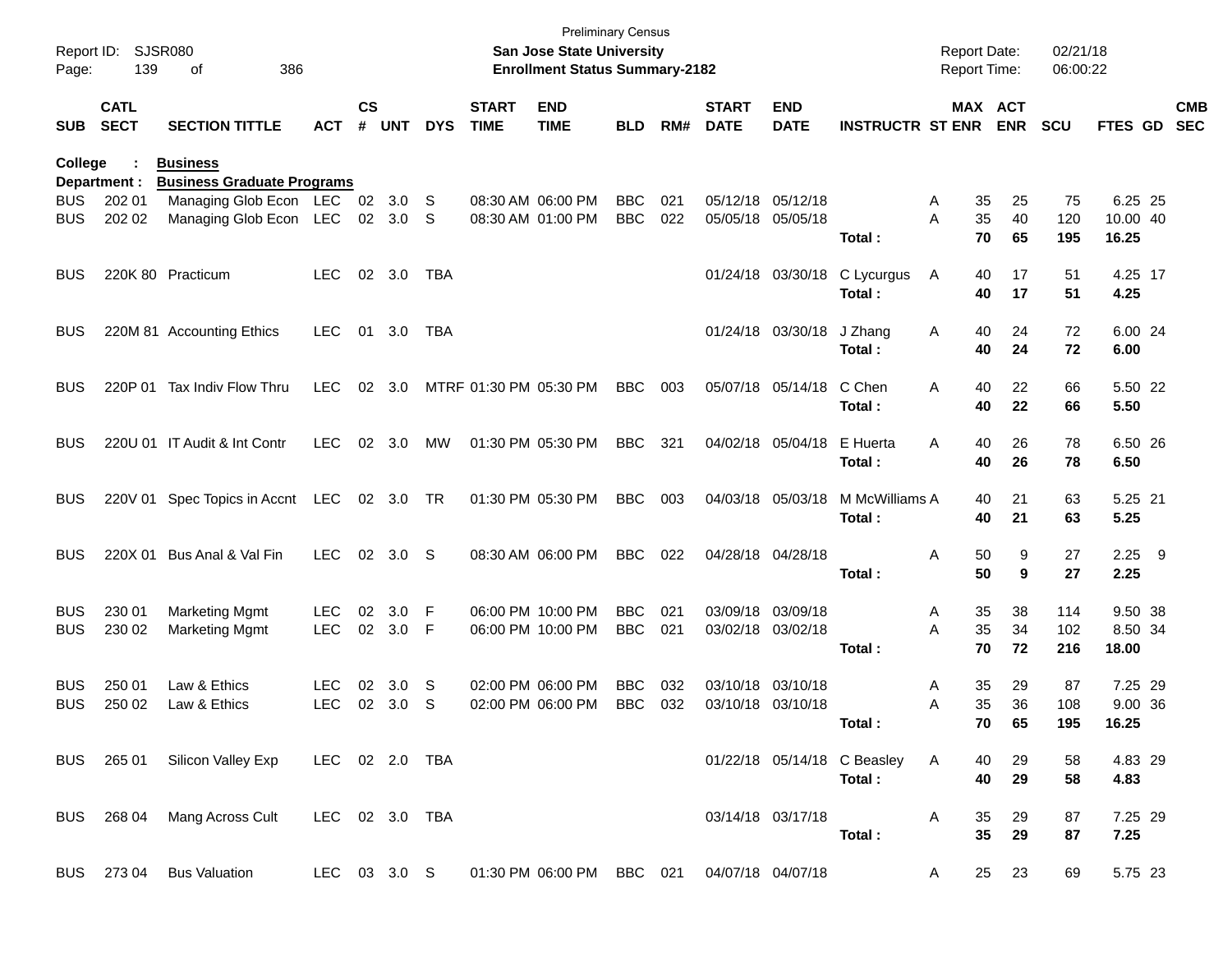Preliminary Census

**San Jose State University**

**Enrollment Status Summary-2182**

Report ID: SJSR080
Report Date: 02/21/18
Report Time: 06:00:22

| SUB | CATL SECT | SECTION TITTLE | ACT | CS # | UNT | DYS | START TIME | END TIME | BLD | RM# | START DATE | END DATE | INSTRUCTR | ST | MAX ENR | ACT ENR | SCU | FTES | GD | CMB SEC |
|---|---|---|---|---|---|---|---|---|---|---|---|---|---|---|---|---|---|---|---|---|
| **College : Business** | | | | | | | | | | | | | | | | | | | | |
| **Department : Business Graduate Programs** | | | | | | | | | | | | | | | | | | | | |
| BUS | 202 01 | Managing Glob Econ | LEC | 02 | 3.0 | S | 08:30 AM | 06:00 PM | BBC | 021 | 05/12/18 | 05/12/18 | | A | 35 | 25 | 75 | 6.25 | 25 | |
| BUS | 202 02 | Managing Glob Econ | LEC | 02 | 3.0 | S | 08:30 AM | 01:00 PM | BBC | 022 | 05/05/18 | 05/05/18 | | A | 35 | 40 | 120 | 10.00 | 40 | |
| | | | | | | | | | | | | | **Total :** | | **70** | **65** | **195** | **16.25** | | |
| BUS | 220K 80 | Practicum | LEC | 02 | 3.0 | TBA | | | | | 01/24/18 | 03/30/18 | C Lycurgus | A | 40 | 17 | 51 | 4.25 | 17 | |
| | | | | | | | | | | | | | **Total :** | | **40** | **17** | **51** | **4.25** | | |
| BUS | 220M 81 | Accounting Ethics | LEC | 01 | 3.0 | TBA | | | | | 01/24/18 | 03/30/18 | J Zhang | A | 40 | 24 | 72 | 6.00 | 24 | |
| | | | | | | | | | | | | | **Total :** | | **40** | **24** | **72** | **6.00** | | |
| BUS | 220P 01 | Tax Indiv Flow Thru | LEC | 02 | 3.0 | MTRF | 01:30 PM | 05:30 PM | BBC | 003 | 05/07/18 | 05/14/18 | C Chen | A | 40 | 22 | 66 | 5.50 | 22 | |
| | | | | | | | | | | | | | **Total :** | | **40** | **22** | **66** | **5.50** | | |
| BUS | 220U 01 | IT Audit & Int Contr | LEC | 02 | 3.0 | MW | 01:30 PM | 05:30 PM | BBC | 321 | 04/02/18 | 05/04/18 | E Huerta | A | 40 | 26 | 78 | 6.50 | 26 | |
| | | | | | | | | | | | | | **Total :** | | **40** | **26** | **78** | **6.50** | | |
| BUS | 220V 01 | Spec Topics in Accnt | LEC | 02 | 3.0 | TR | 01:30 PM | 05:30 PM | BBC | 003 | 04/03/18 | 05/03/18 | M McWilliams | A | 40 | 21 | 63 | 5.25 | 21 | |
| | | | | | | | | | | | | | **Total :** | | **40** | **21** | **63** | **5.25** | | |
| BUS | 220X 01 | Bus Anal & Val Fin | LEC | 02 | 3.0 | S | 08:30 AM | 06:00 PM | BBC | 022 | 04/28/18 | 04/28/18 | | A | 50 | 9 | 27 | 2.25 | 9 | |
| | | | | | | | | | | | | | **Total :** | | **50** | **9** | **27** | **2.25** | | |
| BUS | 230 01 | Marketing Mgmt | LEC | 02 | 3.0 | F | 06:00 PM | 10:00 PM | BBC | 021 | 03/09/18 | 03/09/18 | | A | 35 | 38 | 114 | 9.50 | 38 | |
| BUS | 230 02 | Marketing Mgmt | LEC | 02 | 3.0 | F | 06:00 PM | 10:00 PM | BBC | 021 | 03/02/18 | 03/02/18 | | A | 35 | 34 | 102 | 8.50 | 34 | |
| | | | | | | | | | | | | | **Total :** | | **70** | **72** | **216** | **18.00** | | |
| BUS | 250 01 | Law & Ethics | LEC | 02 | 3.0 | S | 02:00 PM | 06:00 PM | BBC | 032 | 03/10/18 | 03/10/18 | | A | 35 | 29 | 87 | 7.25 | 29 | |
| BUS | 250 02 | Law & Ethics | LEC | 02 | 3.0 | S | 02:00 PM | 06:00 PM | BBC | 032 | 03/10/18 | 03/10/18 | | A | 35 | 36 | 108 | 9.00 | 36 | |
| | | | | | | | | | | | | | **Total :** | | **70** | **65** | **195** | **16.25** | | |
| BUS | 265 01 | Silicon Valley Exp | LEC | 02 | 2.0 | TBA | | | | | 01/22/18 | 05/14/18 | C Beasley | A | 40 | 29 | 58 | 4.83 | 29 | |
| | | | | | | | | | | | | | **Total :** | | **40** | **29** | **58** | **4.83** | | |
| BUS | 268 04 | Mang Across Cult | LEC | 02 | 3.0 | TBA | | | | | 03/14/18 | 03/17/18 | | A | 35 | 29 | 87 | 7.25 | 29 | |
| | | | | | | | | | | | | | **Total :** | | **35** | **29** | **87** | **7.25** | | |
| BUS | 273 04 | Bus Valuation | LEC | 03 | 3.0 | S | 01:30 PM | 06:00 PM | BBC | 021 | 04/07/18 | 04/07/18 | | A | 25 | 23 | 69 | 5.75 | 23 | |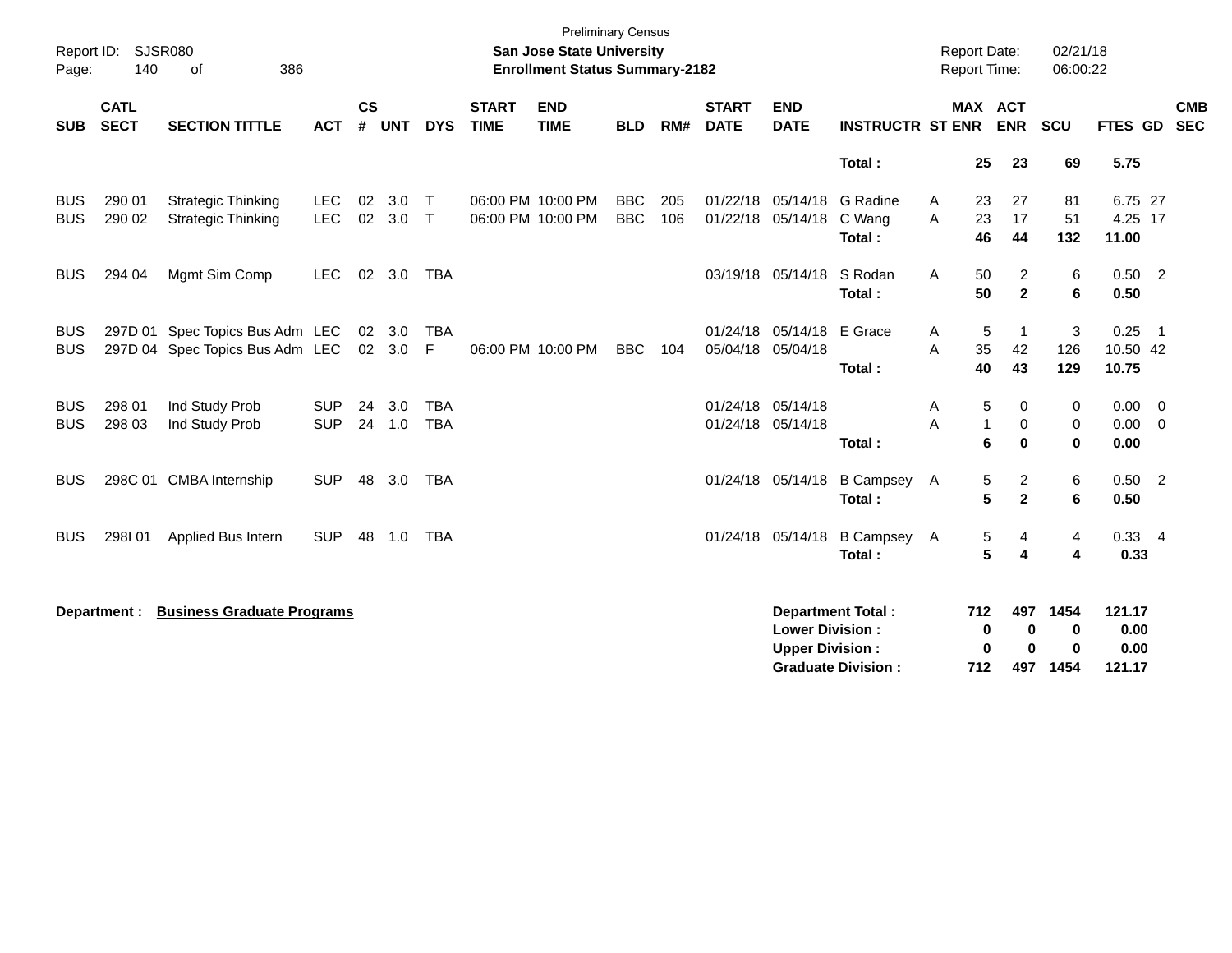Preliminary Census

**San Jose State University**
**Enrollment Status Summary-2182**

Report ID: SJSR080
Report Date: 02/21/18
Report Time: 06:00:22

| SUB | CATL SECT | SECTION TITTLE | ACT | CS # | UNT | DYS | START TIME | END TIME | BLD | RM# | START DATE | END DATE | INSTRUCTR | ST | MAX ENR | ACT ENR | SCU | FTES | GD | CMB SEC |
|---|---|---|---|---|---|---|---|---|---|---|---|---|---|---|---|---|---|---|---|---|
| | | | | | | | | | | | | | **Total :** | | **25** | **23** | **69** | **5.75** | | |
| BUS | 290 01 | Strategic Thinking | LEC | 02 | 3.0 | T | 06:00 PM | 10:00 PM | BBC | 205 | 01/22/18 | 05/14/18 | G Radine | A | 23 | 27 | 81 | 6.75 | 27 | |
| BUS | 290 02 | Strategic Thinking | LEC | 02 | 3.0 | T | 06:00 PM | 10:00 PM | BBC | 106 | 01/22/18 | 05/14/18 | C Wang | A | 23 | 17 | 51 | 4.25 | 17 | |
| | | | | | | | | | | | | | **Total :** | | **46** | **44** | **132** | **11.00** | | |
| BUS | 294 04 | Mgmt Sim Comp | LEC | 02 | 3.0 | TBA | | | | | 03/19/18 | 05/14/18 | S Rodan | A | 50 | 2 | 6 | 0.50 | 2 | |
| | | | | | | | | | | | | | **Total :** | | **50** | **2** | **6** | **0.50** | | |
| BUS | 297D 01 | Spec Topics Bus Adm | LEC | 02 | 3.0 | TBA | | | | | 01/24/18 | 05/14/18 | E Grace | A | 5 | 1 | 3 | 0.25 | 1 | |
| BUS | 297D 04 | Spec Topics Bus Adm | LEC | 02 | 3.0 | F | 06:00 PM | 10:00 PM | BBC | 104 | 05/04/18 | 05/04/18 | | A | 35 | 42 | 126 | 10.50 | 42 | |
| | | | | | | | | | | | | | **Total :** | | **40** | **43** | **129** | **10.75** | | |
| BUS | 298 01 | Ind Study Prob | SUP | 24 | 3.0 | TBA | | | | | 01/24/18 | 05/14/18 | | A | 5 | 0 | 0 | 0.00 | 0 | |
| BUS | 298 03 | Ind Study Prob | SUP | 24 | 1.0 | TBA | | | | | 01/24/18 | 05/14/18 | | A | 1 | 0 | 0 | 0.00 | 0 | |
| | | | | | | | | | | | | | **Total :** | | **6** | **0** | **0** | **0.00** | | |
| BUS | 298C 01 | CMBA Internship | SUP | 48 | 3.0 | TBA | | | | | 01/24/18 | 05/14/18 | B Campsey | A | 5 | 2 | 6 | 0.50 | 2 | |
| | | | | | | | | | | | | | **Total :** | | **5** | **2** | **6** | **0.50** | | |
| BUS | 298I 01 | Applied Bus Intern | SUP | 48 | 1.0 | TBA | | | | | 01/24/18 | 05/14/18 | B Campsey | A | 5 | 4 | 4 | 0.33 | 4 | |
| | | | | | | | | | | | | | **Total :** | | **5** | **4** | **4** | **0.33** | | |

**Department :** **Business Graduate Programs**

| | MAX ENR | ACT ENR | SCU | FTES |
|---|---|---|---|---|
| **Department Total :** | **712** | **497** | **1454** | **121.17** |
| **Lower Division :** | **0** | **0** | **0** | **0.00** |
| **Upper Division :** | **0** | **0** | **0** | **0.00** |
| **Graduate Division :** | **712** | **497** | **1454** | **121.17** |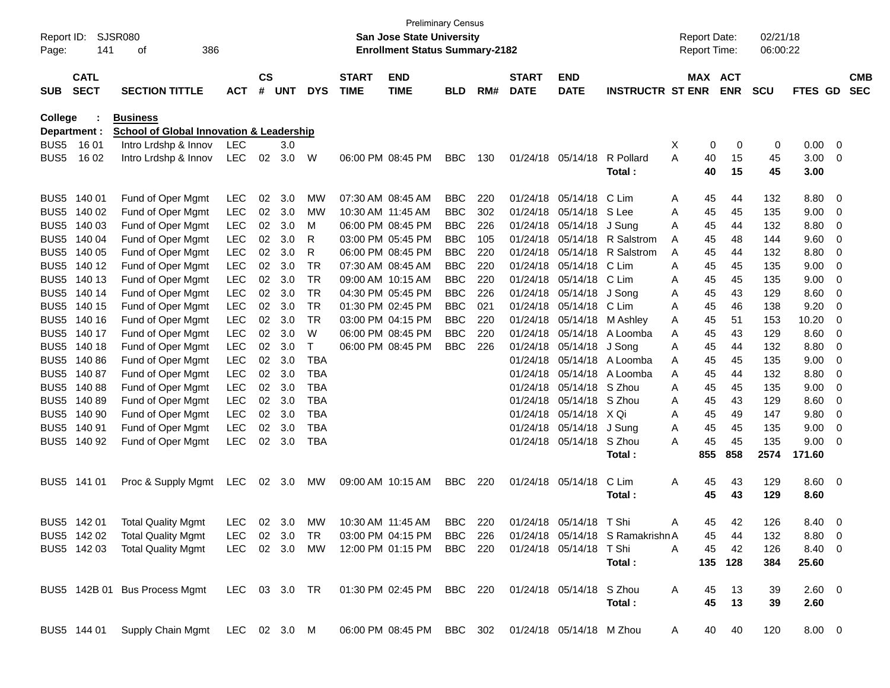Preliminary Census

Report ID: SJSR080 — **San Jose State University** — Report Date: 02/21/18

**Enrollment Status Summary-2182** — Report Time: 06:00:22

**College : Business**

**Department : School of Global Innovation & Leadership**

| SUB | CATL SECT | SECTION TITTLE | ACT | CS # | UNT | DYS | START TIME | END TIME | BLD | RM# | START DATE | END DATE | INSTRUCTR | ST | MAX ENR | ACT ENR | SCU | FTES | GD | CMB SEC |
|---|---|---|---|---|---|---|---|---|---|---|---|---|---|---|---|---|---|---|---|---|
| BUS5 | 16 01 | Intro Lrdshp & Innov | LEC | | 3.0 | | | | | | | | | X | 0 | 0 | 0 | 0.00 | 0 | |
| BUS5 | 16 02 | Intro Lrdshp & Innov | LEC | 02 | 3.0 | W | 06:00 PM | 08:45 PM | BBC | 130 | 01/24/18 | 05/14/18 | R Pollard | A | 40 | 15 | 45 | 3.00 | 0 | |
| | | | | | | | | | | | | | **Total :** | | **40** | **15** | **45** | **3.00** | | |
| BUS5 | 140 01 | Fund of Oper Mgmt | LEC | 02 | 3.0 | MW | 07:30 AM | 08:45 AM | BBC | 220 | 01/24/18 | 05/14/18 | C Lim | A | 45 | 44 | 132 | 8.80 | 0 | |
| BUS5 | 140 02 | Fund of Oper Mgmt | LEC | 02 | 3.0 | MW | 10:30 AM | 11:45 AM | BBC | 302 | 01/24/18 | 05/14/18 | S Lee | A | 45 | 45 | 135 | 9.00 | 0 | |
| BUS5 | 140 03 | Fund of Oper Mgmt | LEC | 02 | 3.0 | M | 06:00 PM | 08:45 PM | BBC | 226 | 01/24/18 | 05/14/18 | J Sung | A | 45 | 44 | 132 | 8.80 | 0 | |
| BUS5 | 140 04 | Fund of Oper Mgmt | LEC | 02 | 3.0 | R | 03:00 PM | 05:45 PM | BBC | 105 | 01/24/18 | 05/14/18 | R Salstrom | A | 45 | 48 | 144 | 9.60 | 0 | |
| BUS5 | 140 05 | Fund of Oper Mgmt | LEC | 02 | 3.0 | R | 06:00 PM | 08:45 PM | BBC | 220 | 01/24/18 | 05/14/18 | R Salstrom | A | 45 | 44 | 132 | 8.80 | 0 | |
| BUS5 | 140 12 | Fund of Oper Mgmt | LEC | 02 | 3.0 | TR | 07:30 AM | 08:45 AM | BBC | 220 | 01/24/18 | 05/14/18 | C Lim | A | 45 | 45 | 135 | 9.00 | 0 | |
| BUS5 | 140 13 | Fund of Oper Mgmt | LEC | 02 | 3.0 | TR | 09:00 AM | 10:15 AM | BBC | 220 | 01/24/18 | 05/14/18 | C Lim | A | 45 | 45 | 135 | 9.00 | 0 | |
| BUS5 | 140 14 | Fund of Oper Mgmt | LEC | 02 | 3.0 | TR | 04:30 PM | 05:45 PM | BBC | 226 | 01/24/18 | 05/14/18 | J Song | A | 45 | 43 | 129 | 8.60 | 0 | |
| BUS5 | 140 15 | Fund of Oper Mgmt | LEC | 02 | 3.0 | TR | 01:30 PM | 02:45 PM | BBC | 021 | 01/24/18 | 05/14/18 | C Lim | A | 45 | 46 | 138 | 9.20 | 0 | |
| BUS5 | 140 16 | Fund of Oper Mgmt | LEC | 02 | 3.0 | TR | 03:00 PM | 04:15 PM | BBC | 220 | 01/24/18 | 05/14/18 | M Ashley | A | 45 | 51 | 153 | 10.20 | 0 | |
| BUS5 | 140 17 | Fund of Oper Mgmt | LEC | 02 | 3.0 | W | 06:00 PM | 08:45 PM | BBC | 220 | 01/24/18 | 05/14/18 | A Loomba | A | 45 | 43 | 129 | 8.60 | 0 | |
| BUS5 | 140 18 | Fund of Oper Mgmt | LEC | 02 | 3.0 | T | 06:00 PM | 08:45 PM | BBC | 226 | 01/24/18 | 05/14/18 | J Song | A | 45 | 44 | 132 | 8.80 | 0 | |
| BUS5 | 140 86 | Fund of Oper Mgmt | LEC | 02 | 3.0 | TBA | | | | | 01/24/18 | 05/14/18 | A Loomba | A | 45 | 45 | 135 | 9.00 | 0 | |
| BUS5 | 140 87 | Fund of Oper Mgmt | LEC | 02 | 3.0 | TBA | | | | | 01/24/18 | 05/14/18 | A Loomba | A | 45 | 44 | 132 | 8.80 | 0 | |
| BUS5 | 140 88 | Fund of Oper Mgmt | LEC | 02 | 3.0 | TBA | | | | | 01/24/18 | 05/14/18 | S Zhou | A | 45 | 45 | 135 | 9.00 | 0 | |
| BUS5 | 140 89 | Fund of Oper Mgmt | LEC | 02 | 3.0 | TBA | | | | | 01/24/18 | 05/14/18 | S Zhou | A | 45 | 43 | 129 | 8.60 | 0 | |
| BUS5 | 140 90 | Fund of Oper Mgmt | LEC | 02 | 3.0 | TBA | | | | | 01/24/18 | 05/14/18 | X Qi | A | 45 | 49 | 147 | 9.80 | 0 | |
| BUS5 | 140 91 | Fund of Oper Mgmt | LEC | 02 | 3.0 | TBA | | | | | 01/24/18 | 05/14/18 | J Sung | A | 45 | 45 | 135 | 9.00 | 0 | |
| BUS5 | 140 92 | Fund of Oper Mgmt | LEC | 02 | 3.0 | TBA | | | | | 01/24/18 | 05/14/18 | S Zhou | A | 45 | 45 | 135 | 9.00 | 0 | |
| | | | | | | | | | | | | | **Total :** | | **855** | **858** | **2574** | **171.60** | | |
| BUS5 | 141 01 | Proc & Supply Mgmt | LEC | 02 | 3.0 | MW | 09:00 AM | 10:15 AM | BBC | 220 | 01/24/18 | 05/14/18 | C Lim | A | 45 | 43 | 129 | 8.60 | 0 | |
| | | | | | | | | | | | | | **Total :** | | **45** | **43** | **129** | **8.60** | | |
| BUS5 | 142 01 | Total Quality Mgmt | LEC | 02 | 3.0 | MW | 10:30 AM | 11:45 AM | BBC | 220 | 01/24/18 | 05/14/18 | T Shi | A | 45 | 42 | 126 | 8.40 | 0 | |
| BUS5 | 142 02 | Total Quality Mgmt | LEC | 02 | 3.0 | TR | 03:00 PM | 04:15 PM | BBC | 226 | 01/24/18 | 05/14/18 | S Ramakrishn | A | 45 | 44 | 132 | 8.80 | 0 | |
| BUS5 | 142 03 | Total Quality Mgmt | LEC | 02 | 3.0 | MW | 12:00 PM | 01:15 PM | BBC | 220 | 01/24/18 | 05/14/18 | T Shi | A | 45 | 42 | 126 | 8.40 | 0 | |
| | | | | | | | | | | | | | **Total :** | | **135** | **128** | **384** | **25.60** | | |
| BUS5 | 142B 01 | Bus Process Mgmt | LEC | 03 | 3.0 | TR | 01:30 PM | 02:45 PM | BBC | 220 | 01/24/18 | 05/14/18 | S Zhou | A | 45 | 13 | 39 | 2.60 | 0 | |
| | | | | | | | | | | | | | **Total :** | | **45** | **13** | **39** | **2.60** | | |
| BUS5 | 144 01 | Supply Chain Mgmt | LEC | 02 | 3.0 | M | 06:00 PM | 08:45 PM | BBC | 302 | 01/24/18 | 05/14/18 | M Zhou | A | 40 | 40 | 120 | 8.00 | 0 | |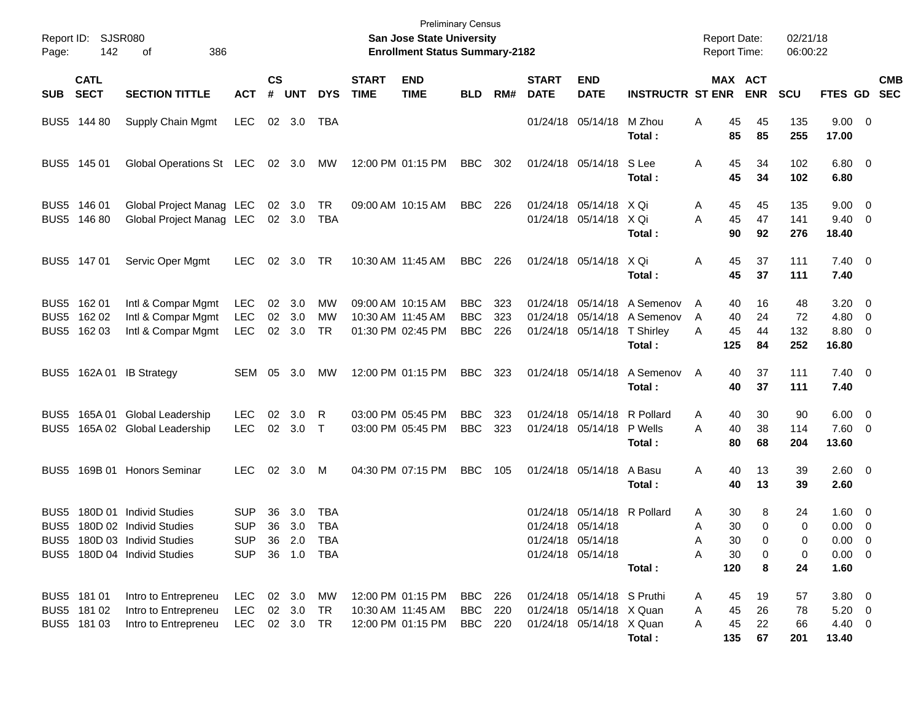Preliminary Census

**San Jose State University**

**Enrollment Status Summary-2182**

Report ID: SJSR080

Report Date: 02/21/18
Report Time: 06:00:22

| SUB | CATL SECT | SECTION TITTLE | ACT | CS # | UNT | DYS | START TIME | END TIME | BLD | RM# | START DATE | END DATE | INSTRUCTR | ST | MAX ENR | ACT ENR | SCU | FTES | GD | CMB SEC |
|---|---|---|---|---|---|---|---|---|---|---|---|---|---|---|---|---|---|---|---|---|
| BUS5 | 144 80 | Supply Chain Mgmt | LEC | 02 | 3.0 | TBA | | | | | 01/24/18 | 05/14/18 | M Zhou | A | 45 | 45 | 135 | 9.00 | 0 | |
| | | | | | | | | | | | | | **Total :** | | **85** | **85** | **255** | **17.00** | | |
| BUS5 | 145 01 | Global Operations St | LEC | 02 | 3.0 | MW | 12:00 PM | 01:15 PM | BBC | 302 | 01/24/18 | 05/14/18 | S Lee | A | 45 | 34 | 102 | 6.80 | 0 | |
| | | | | | | | | | | | | | **Total :** | | **45** | **34** | **102** | **6.80** | | |
| BUS5 | 146 01 | Global Project Manag | LEC | 02 | 3.0 | TR | 09:00 AM | 10:15 AM | BBC | 226 | 01/24/18 | 05/14/18 | X Qi | A | 45 | 45 | 135 | 9.00 | 0 | |
| BUS5 | 146 80 | Global Project Manag | LEC | 02 | 3.0 | TBA | | | | | 01/24/18 | 05/14/18 | X Qi | A | 45 | 47 | 141 | 9.40 | 0 | |
| | | | | | | | | | | | | | **Total :** | | **90** | **92** | **276** | **18.40** | | |
| BUS5 | 147 01 | Servic Oper Mgmt | LEC | 02 | 3.0 | TR | 10:30 AM | 11:45 AM | BBC | 226 | 01/24/18 | 05/14/18 | X Qi | A | 45 | 37 | 111 | 7.40 | 0 | |
| | | | | | | | | | | | | | **Total :** | | **45** | **37** | **111** | **7.40** | | |
| BUS5 | 162 01 | Intl & Compar Mgmt | LEC | 02 | 3.0 | MW | 09:00 AM | 10:15 AM | BBC | 323 | 01/24/18 | 05/14/18 | A Semenov | A | 40 | 16 | 48 | 3.20 | 0 | |
| BUS5 | 162 02 | Intl & Compar Mgmt | LEC | 02 | 3.0 | MW | 10:30 AM | 11:45 AM | BBC | 323 | 01/24/18 | 05/14/18 | A Semenov | A | 40 | 24 | 72 | 4.80 | 0 | |
| BUS5 | 162 03 | Intl & Compar Mgmt | LEC | 02 | 3.0 | TR | 01:30 PM | 02:45 PM | BBC | 226 | 01/24/18 | 05/14/18 | T Shirley | A | 45 | 44 | 132 | 8.80 | 0 | |
| | | | | | | | | | | | | | **Total :** | | **125** | **84** | **252** | **16.80** | | |
| BUS5 | 162A 01 | IB Strategy | SEM | 05 | 3.0 | MW | 12:00 PM | 01:15 PM | BBC | 323 | 01/24/18 | 05/14/18 | A Semenov | A | 40 | 37 | 111 | 7.40 | 0 | |
| | | | | | | | | | | | | | **Total :** | | **40** | **37** | **111** | **7.40** | | |
| BUS5 | 165A 01 | Global Leadership | LEC | 02 | 3.0 | R | 03:00 PM | 05:45 PM | BBC | 323 | 01/24/18 | 05/14/18 | R Pollard | A | 40 | 30 | 90 | 6.00 | 0 | |
| BUS5 | 165A 02 | Global Leadership | LEC | 02 | 3.0 | T | 03:00 PM | 05:45 PM | BBC | 323 | 01/24/18 | 05/14/18 | P Wells | A | 40 | 38 | 114 | 7.60 | 0 | |
| | | | | | | | | | | | | | **Total :** | | **80** | **68** | **204** | **13.60** | | |
| BUS5 | 169B 01 | Honors Seminar | LEC | 02 | 3.0 | M | 04:30 PM | 07:15 PM | BBC | 105 | 01/24/18 | 05/14/18 | A Basu | A | 40 | 13 | 39 | 2.60 | 0 | |
| | | | | | | | | | | | | | **Total :** | | **40** | **13** | **39** | **2.60** | | |
| BUS5 | 180D 01 | Individ Studies | SUP | 36 | 3.0 | TBA | | | | | 01/24/18 | 05/14/18 | R Pollard | A | 30 | 8 | 24 | 1.60 | 0 | |
| BUS5 | 180D 02 | Individ Studies | SUP | 36 | 3.0 | TBA | | | | | 01/24/18 | 05/14/18 | | A | 30 | 0 | 0 | 0.00 | 0 | |
| BUS5 | 180D 03 | Individ Studies | SUP | 36 | 2.0 | TBA | | | | | 01/24/18 | 05/14/18 | | A | 30 | 0 | 0 | 0.00 | 0 | |
| BUS5 | 180D 04 | Individ Studies | SUP | 36 | 1.0 | TBA | | | | | 01/24/18 | 05/14/18 | | A | 30 | 0 | 0 | 0.00 | 0 | |
| | | | | | | | | | | | | | **Total :** | | **120** | **8** | **24** | **1.60** | | |
| BUS5 | 181 01 | Intro to Entrepreneu | LEC | 02 | 3.0 | MW | 12:00 PM | 01:15 PM | BBC | 226 | 01/24/18 | 05/14/18 | S Pruthi | A | 45 | 19 | 57 | 3.80 | 0 | |
| BUS5 | 181 02 | Intro to Entrepreneu | LEC | 02 | 3.0 | TR | 10:30 AM | 11:45 AM | BBC | 220 | 01/24/18 | 05/14/18 | X Quan | A | 45 | 26 | 78 | 5.20 | 0 | |
| BUS5 | 181 03 | Intro to Entrepreneu | LEC | 02 | 3.0 | TR | 12:00 PM | 01:15 PM | BBC | 220 | 01/24/18 | 05/14/18 | X Quan | A | 45 | 22 | 66 | 4.40 | 0 | |
| | | | | | | | | | | | | | **Total :** | | **135** | **67** | **201** | **13.40** | | |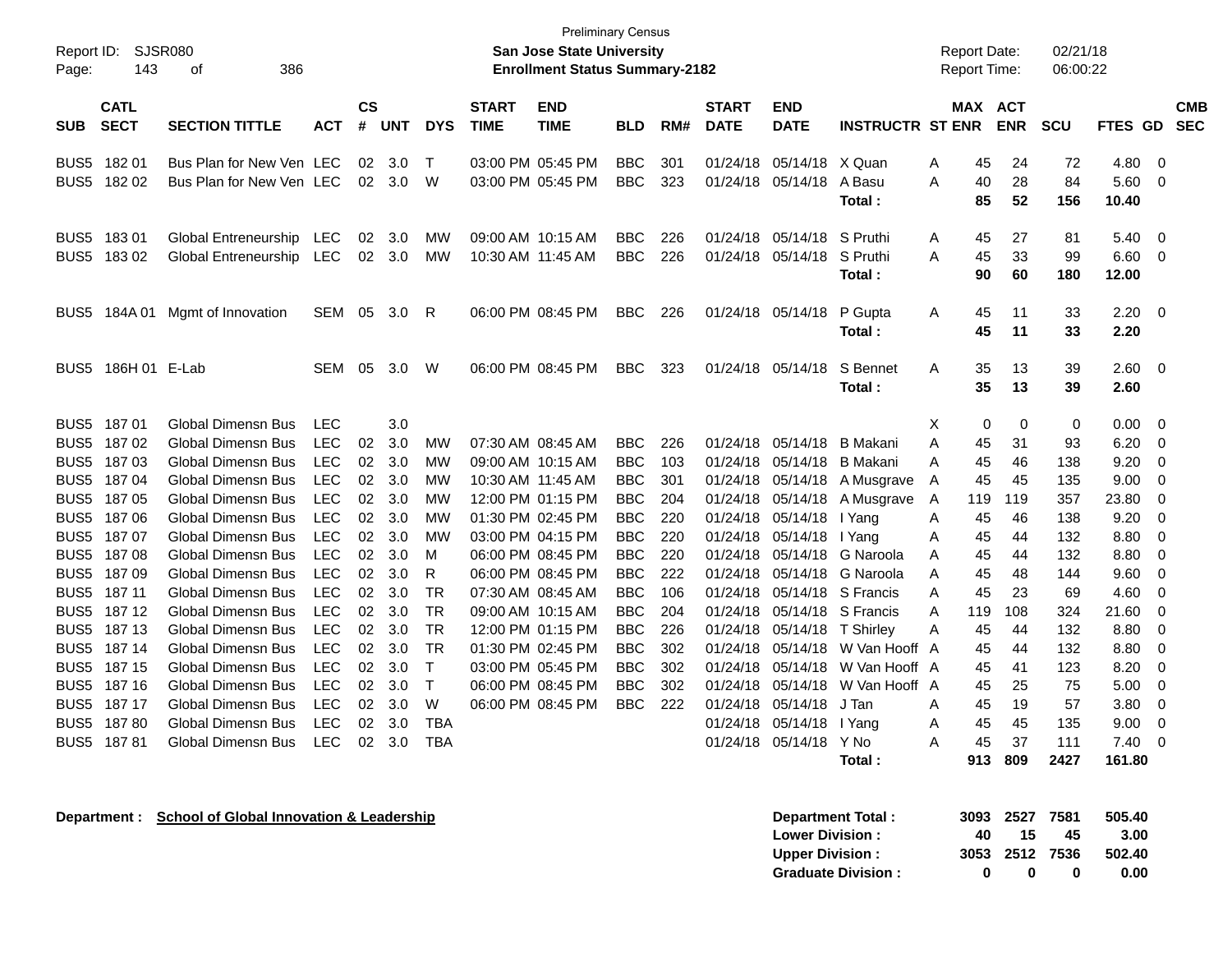Preliminary Census
**San Jose State University**
**Enrollment Status Summary-2182**

Report ID: SJSR080
Report Date: 02/21/18
Report Time: 06:00:22

| SUB | CATL SECT | SECTION TITTLE | ACT | CS # | UNT | DYS | START TIME | END TIME | BLD | RM# | START DATE | END DATE | INSTRUCTR | ST | MAX ENR | ACT ENR | SCU | FTES | GD | CMB SEC |
|---|---|---|---|---|---|---|---|---|---|---|---|---|---|---|---|---|---|---|---|---|
| BUS5 | 182 01 | Bus Plan for New Ven | LEC | 02 | 3.0 | T | 03:00 PM | 05:45 PM | BBC | 301 | 01/24/18 | 05/14/18 | X Quan | A | 45 | 24 | 72 | 4.80 | 0 | |
| BUS5 | 182 02 | Bus Plan for New Ven | LEC | 02 | 3.0 | W | 03:00 PM | 05:45 PM | BBC | 323 | 01/24/18 | 05/14/18 | A Basu | A | 40 | 28 | 84 | 5.60 | 0 | |
| | | | | | | | | | | | | | **Total :** | | **85** | **52** | **156** | **10.40** | | |
| BUS5 | 183 01 | Global Entreneurship | LEC | 02 | 3.0 | MW | 09:00 AM | 10:15 AM | BBC | 226 | 01/24/18 | 05/14/18 | S Pruthi | A | 45 | 27 | 81 | 5.40 | 0 | |
| BUS5 | 183 02 | Global Entreneurship | LEC | 02 | 3.0 | MW | 10:30 AM | 11:45 AM | BBC | 226 | 01/24/18 | 05/14/18 | S Pruthi | A | 45 | 33 | 99 | 6.60 | 0 | |
| | | | | | | | | | | | | | **Total :** | | **90** | **60** | **180** | **12.00** | | |
| BUS5 | 184A 01 | Mgmt of Innovation | SEM | 05 | 3.0 | R | 06:00 PM | 08:45 PM | BBC | 226 | 01/24/18 | 05/14/18 | P Gupta | A | 45 | 11 | 33 | 2.20 | 0 | |
| | | | | | | | | | | | | | **Total :** | | **45** | **11** | **33** | **2.20** | | |
| BUS5 | 186H 01 | E-Lab | SEM | 05 | 3.0 | W | 06:00 PM | 08:45 PM | BBC | 323 | 01/24/18 | 05/14/18 | S Bennet | A | 35 | 13 | 39 | 2.60 | 0 | |
| | | | | | | | | | | | | | **Total :** | | **35** | **13** | **39** | **2.60** | | |
| BUS5 | 187 01 | Global Dimensn Bus | LEC | | 3.0 | | | | | | | | | X | 0 | 0 | 0 | 0.00 | 0 | |
| BUS5 | 187 02 | Global Dimensn Bus | LEC | 02 | 3.0 | MW | 07:30 AM | 08:45 AM | BBC | 226 | 01/24/18 | 05/14/18 | B Makani | A | 45 | 31 | 93 | 6.20 | 0 | |
| BUS5 | 187 03 | Global Dimensn Bus | LEC | 02 | 3.0 | MW | 09:00 AM | 10:15 AM | BBC | 103 | 01/24/18 | 05/14/18 | B Makani | A | 45 | 46 | 138 | 9.20 | 0 | |
| BUS5 | 187 04 | Global Dimensn Bus | LEC | 02 | 3.0 | MW | 10:30 AM | 11:45 AM | BBC | 301 | 01/24/18 | 05/14/18 | A Musgrave | A | 45 | 45 | 135 | 9.00 | 0 | |
| BUS5 | 187 05 | Global Dimensn Bus | LEC | 02 | 3.0 | MW | 12:00 PM | 01:15 PM | BBC | 204 | 01/24/18 | 05/14/18 | A Musgrave | A | 119 | 119 | 357 | 23.80 | 0 | |
| BUS5 | 187 06 | Global Dimensn Bus | LEC | 02 | 3.0 | MW | 01:30 PM | 02:45 PM | BBC | 220 | 01/24/18 | 05/14/18 | I Yang | A | 45 | 46 | 138 | 9.20 | 0 | |
| BUS5 | 187 07 | Global Dimensn Bus | LEC | 02 | 3.0 | MW | 03:00 PM | 04:15 PM | BBC | 220 | 01/24/18 | 05/14/18 | I Yang | A | 45 | 44 | 132 | 8.80 | 0 | |
| BUS5 | 187 08 | Global Dimensn Bus | LEC | 02 | 3.0 | M | 06:00 PM | 08:45 PM | BBC | 220 | 01/24/18 | 05/14/18 | G Naroola | A | 45 | 44 | 132 | 8.80 | 0 | |
| BUS5 | 187 09 | Global Dimensn Bus | LEC | 02 | 3.0 | R | 06:00 PM | 08:45 PM | BBC | 222 | 01/24/18 | 05/14/18 | G Naroola | A | 45 | 48 | 144 | 9.60 | 0 | |
| BUS5 | 187 11 | Global Dimensn Bus | LEC | 02 | 3.0 | TR | 07:30 AM | 08:45 AM | BBC | 106 | 01/24/18 | 05/14/18 | S Francis | A | 45 | 23 | 69 | 4.60 | 0 | |
| BUS5 | 187 12 | Global Dimensn Bus | LEC | 02 | 3.0 | TR | 09:00 AM | 10:15 AM | BBC | 204 | 01/24/18 | 05/14/18 | S Francis | A | 119 | 108 | 324 | 21.60 | 0 | |
| BUS5 | 187 13 | Global Dimensn Bus | LEC | 02 | 3.0 | TR | 12:00 PM | 01:15 PM | BBC | 226 | 01/24/18 | 05/14/18 | T Shirley | A | 45 | 44 | 132 | 8.80 | 0 | |
| BUS5 | 187 14 | Global Dimensn Bus | LEC | 02 | 3.0 | TR | 01:30 PM | 02:45 PM | BBC | 302 | 01/24/18 | 05/14/18 | W Van Hooff | A | 45 | 44 | 132 | 8.80 | 0 | |
| BUS5 | 187 15 | Global Dimensn Bus | LEC | 02 | 3.0 | T | 03:00 PM | 05:45 PM | BBC | 302 | 01/24/18 | 05/14/18 | W Van Hooff | A | 45 | 41 | 123 | 8.20 | 0 | |
| BUS5 | 187 16 | Global Dimensn Bus | LEC | 02 | 3.0 | T | 06:00 PM | 08:45 PM | BBC | 302 | 01/24/18 | 05/14/18 | W Van Hooff | A | 45 | 25 | 75 | 5.00 | 0 | |
| BUS5 | 187 17 | Global Dimensn Bus | LEC | 02 | 3.0 | W | 06:00 PM | 08:45 PM | BBC | 222 | 01/24/18 | 05/14/18 | J Tan | A | 45 | 19 | 57 | 3.80 | 0 | |
| BUS5 | 187 80 | Global Dimensn Bus | LEC | 02 | 3.0 | TBA | | | | | 01/24/18 | 05/14/18 | I Yang | A | 45 | 45 | 135 | 9.00 | 0 | |
| BUS5 | 187 81 | Global Dimensn Bus | LEC | 02 | 3.0 | TBA | | | | | 01/24/18 | 05/14/18 | Y No | A | 45 | 37 | 111 | 7.40 | 0 | |
| | | | | | | | | | | | | | **Total :** | | **913** | **809** | **2427** | **161.80** | | |

**Department : School of Global Innovation & Leadership**

| | MAX ENR | ACT ENR | SCU | FTES |
|---|---|---|---|---|
| **Department Total :** | **3093** | **2527** | **7581** | **505.40** |
| **Lower Division :** | **40** | **15** | **45** | **3.00** |
| **Upper Division :** | **3053** | **2512** | **7536** | **502.40** |
| **Graduate Division :** | **0** | **0** | **0** | **0.00** |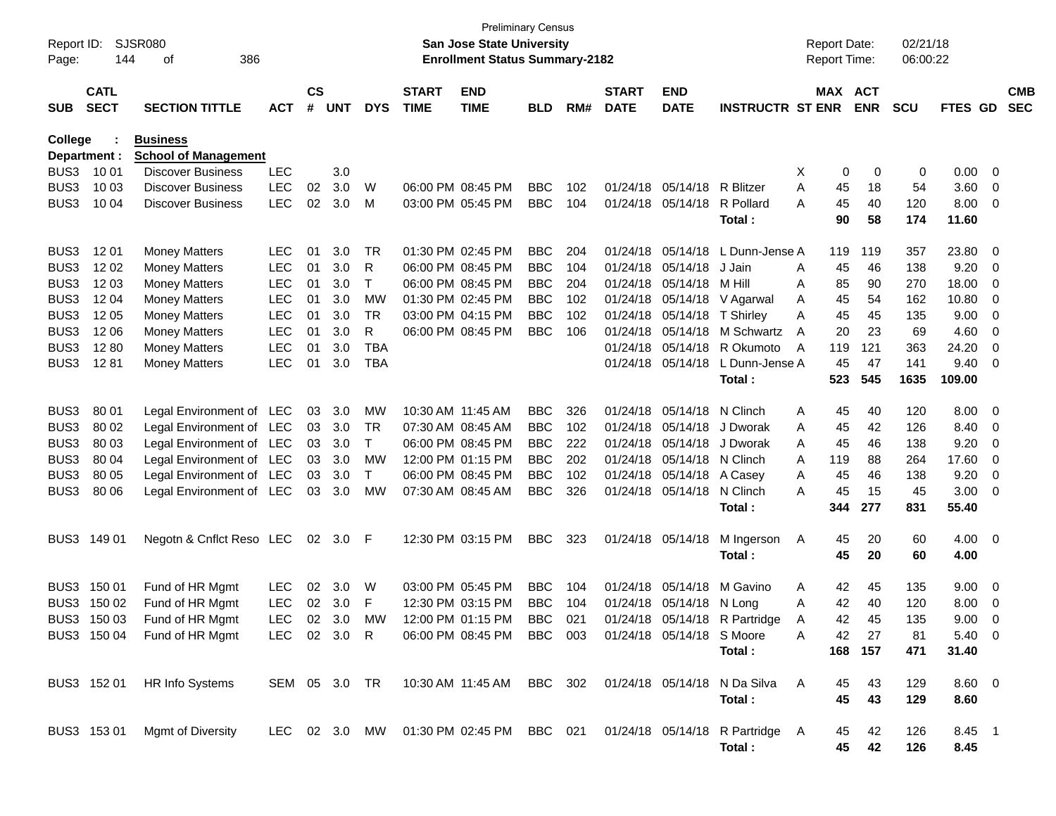Preliminary Census

**San Jose State University**

**Enrollment Status Summary-2182**

Report ID: SJSR080
Report Date: 02/21/18
Report Time: 06:00:22

**College : Business**

**Department : School of Management**

| SUB | CATL SECT | SECTION TITTLE | ACT | CS # | UNT | DYS | START TIME | END TIME | BLD | RM# | START DATE | END DATE | INSTRUCTR | ST | MAX ENR | ACT ENR | SCU | FTES | GD | CMB SEC |
|---|---|---|---|---|---|---|---|---|---|---|---|---|---|---|---|---|---|---|---|---|
| BUS3 | 10 01 | Discover Business | LEC | | 3.0 | | | | | | | | | X | 0 | 0 | 0 | 0.00 | 0 | |
| BUS3 | 10 03 | Discover Business | LEC | 02 | 3.0 | W | 06:00 PM | 08:45 PM | BBC | 102 | 01/24/18 | 05/14/18 | R Blitzer | A | 45 | 18 | 54 | 3.60 | 0 | |
| BUS3 | 10 04 | Discover Business | LEC | 02 | 3.0 | M | 03:00 PM | 05:45 PM | BBC | 104 | 01/24/18 | 05/14/18 | R Pollard | A | 45 | 40 | 120 | 8.00 | 0 | |
| | | | | | | | | | | | | | **Total :** | | **90** | **58** | **174** | **11.60** | | |
| BUS3 | 12 01 | Money Matters | LEC | 01 | 3.0 | TR | 01:30 PM | 02:45 PM | BBC | 204 | 01/24/18 | 05/14/18 | L Dunn-Jense | A | 119 | 119 | 357 | 23.80 | 0 | |
| BUS3 | 12 02 | Money Matters | LEC | 01 | 3.0 | R | 06:00 PM | 08:45 PM | BBC | 104 | 01/24/18 | 05/14/18 | J Jain | A | 45 | 46 | 138 | 9.20 | 0 | |
| BUS3 | 12 03 | Money Matters | LEC | 01 | 3.0 | T | 06:00 PM | 08:45 PM | BBC | 204 | 01/24/18 | 05/14/18 | M Hill | A | 85 | 90 | 270 | 18.00 | 0 | |
| BUS3 | 12 04 | Money Matters | LEC | 01 | 3.0 | MW | 01:30 PM | 02:45 PM | BBC | 102 | 01/24/18 | 05/14/18 | V Agarwal | A | 45 | 54 | 162 | 10.80 | 0 | |
| BUS3 | 12 05 | Money Matters | LEC | 01 | 3.0 | TR | 03:00 PM | 04:15 PM | BBC | 102 | 01/24/18 | 05/14/18 | T Shirley | A | 45 | 45 | 135 | 9.00 | 0 | |
| BUS3 | 12 06 | Money Matters | LEC | 01 | 3.0 | R | 06:00 PM | 08:45 PM | BBC | 106 | 01/24/18 | 05/14/18 | M Schwartz | A | 20 | 23 | 69 | 4.60 | 0 | |
| BUS3 | 12 80 | Money Matters | LEC | 01 | 3.0 | TBA | | | | | 01/24/18 | 05/14/18 | R Okumoto | A | 119 | 121 | 363 | 24.20 | 0 | |
| BUS3 | 12 81 | Money Matters | LEC | 01 | 3.0 | TBA | | | | | 01/24/18 | 05/14/18 | L Dunn-Jense | A | 45 | 47 | 141 | 9.40 | 0 | |
| | | | | | | | | | | | | | **Total :** | | **523** | **545** | **1635** | **109.00** | | |
| BUS3 | 80 01 | Legal Environment of | LEC | 03 | 3.0 | MW | 10:30 AM | 11:45 AM | BBC | 326 | 01/24/18 | 05/14/18 | N Clinch | A | 45 | 40 | 120 | 8.00 | 0 | |
| BUS3 | 80 02 | Legal Environment of | LEC | 03 | 3.0 | TR | 07:30 AM | 08:45 AM | BBC | 102 | 01/24/18 | 05/14/18 | J Dworak | A | 45 | 42 | 126 | 8.40 | 0 | |
| BUS3 | 80 03 | Legal Environment of | LEC | 03 | 3.0 | T | 06:00 PM | 08:45 PM | BBC | 222 | 01/24/18 | 05/14/18 | J Dworak | A | 45 | 46 | 138 | 9.20 | 0 | |
| BUS3 | 80 04 | Legal Environment of | LEC | 03 | 3.0 | MW | 12:00 PM | 01:15 PM | BBC | 202 | 01/24/18 | 05/14/18 | N Clinch | A | 119 | 88 | 264 | 17.60 | 0 | |
| BUS3 | 80 05 | Legal Environment of | LEC | 03 | 3.0 | T | 06:00 PM | 08:45 PM | BBC | 102 | 01/24/18 | 05/14/18 | A Casey | A | 45 | 46 | 138 | 9.20 | 0 | |
| BUS3 | 80 06 | Legal Environment of | LEC | 03 | 3.0 | MW | 07:30 AM | 08:45 AM | BBC | 326 | 01/24/18 | 05/14/18 | N Clinch | A | 45 | 15 | 45 | 3.00 | 0 | |
| | | | | | | | | | | | | | **Total :** | | **344** | **277** | **831** | **55.40** | | |
| BUS3 | 149 01 | Negotn & Cnflct Reso | LEC | 02 | 3.0 | F | 12:30 PM | 03:15 PM | BBC | 323 | 01/24/18 | 05/14/18 | M Ingerson | A | 45 | 20 | 60 | 4.00 | 0 | |
| | | | | | | | | | | | | | **Total :** | | **45** | **20** | **60** | **4.00** | | |
| BUS3 | 150 01 | Fund of HR Mgmt | LEC | 02 | 3.0 | W | 03:00 PM | 05:45 PM | BBC | 104 | 01/24/18 | 05/14/18 | M Gavino | A | 42 | 45 | 135 | 9.00 | 0 | |
| BUS3 | 150 02 | Fund of HR Mgmt | LEC | 02 | 3.0 | F | 12:30 PM | 03:15 PM | BBC | 104 | 01/24/18 | 05/14/18 | N Long | A | 42 | 40 | 120 | 8.00 | 0 | |
| BUS3 | 150 03 | Fund of HR Mgmt | LEC | 02 | 3.0 | MW | 12:00 PM | 01:15 PM | BBC | 021 | 01/24/18 | 05/14/18 | R Partridge | A | 42 | 45 | 135 | 9.00 | 0 | |
| BUS3 | 150 04 | Fund of HR Mgmt | LEC | 02 | 3.0 | R | 06:00 PM | 08:45 PM | BBC | 003 | 01/24/18 | 05/14/18 | S Moore | A | 42 | 27 | 81 | 5.40 | 0 | |
| | | | | | | | | | | | | | **Total :** | | **168** | **157** | **471** | **31.40** | | |
| BUS3 | 152 01 | HR Info Systems | SEM | 05 | 3.0 | TR | 10:30 AM | 11:45 AM | BBC | 302 | 01/24/18 | 05/14/18 | N Da Silva | A | 45 | 43 | 129 | 8.60 | 0 | |
| | | | | | | | | | | | | | **Total :** | | **45** | **43** | **129** | **8.60** | | |
| BUS3 | 153 01 | Mgmt of Diversity | LEC | 02 | 3.0 | MW | 01:30 PM | 02:45 PM | BBC | 021 | 01/24/18 | 05/14/18 | R Partridge | A | 45 | 42 | 126 | 8.45 | 1 | |
| | | | | | | | | | | | | | **Total :** | | **45** | **42** | **126** | **8.45** | | |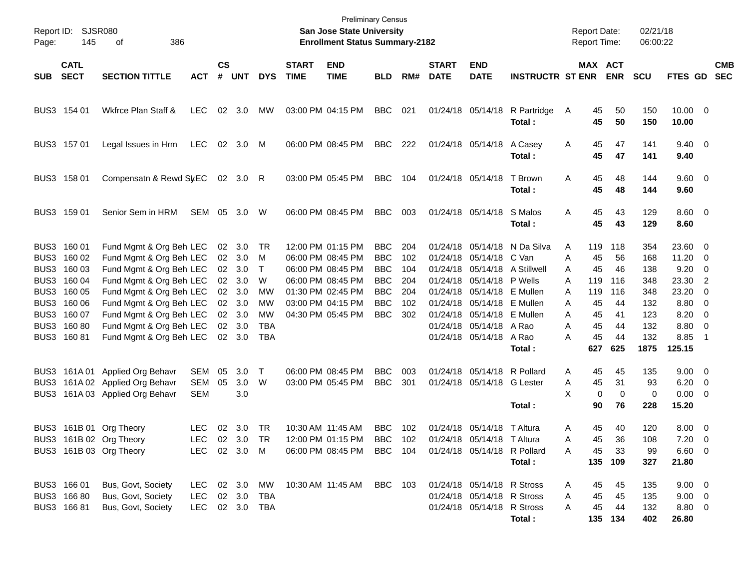Preliminary Census

Report ID: SJSR080

**San Jose State University**

**Enrollment Status Summary-2182**

Report Date: 02/21/18

Report Time: 06:00:22

| SUB | CATL SECT | SECTION TITTLE | ACT | CS # | UNT | DYS | START TIME | END TIME | BLD | RM# | START DATE | END DATE | INSTRUCTR | ST | MAX ENR | ACT ENR | SCU | FTES | GD | CMB SEC |
|---|---|---|---|---|---|---|---|---|---|---|---|---|---|---|---|---|---|---|---|---|
| BUS3 | 154 01 | Wkfrce Plan Staff & | LEC | 02 | 3.0 | MW | 03:00 PM | 04:15 PM | BBC | 021 | 01/24/18 | 05/14/18 | R Partridge | A | 45 | 50 | 150 | 10.00 | 0 | |
| | | | | | | | | | | | | | **Total :** | | **45** | **50** | **150** | **10.00** | | |
| BUS3 | 157 01 | Legal Issues in Hrm | LEC | 02 | 3.0 | M | 06:00 PM | 08:45 PM | BBC | 222 | 01/24/18 | 05/14/18 | A Casey | A | 45 | 47 | 141 | 9.40 | 0 | |
| | | | | | | | | | | | | | **Total :** | | **45** | **47** | **141** | **9.40** | | |
| BUS3 | 158 01 | Compensatn & Rewd Sy | LEC | 02 | 3.0 | R | 03:00 PM | 05:45 PM | BBC | 104 | 01/24/18 | 05/14/18 | T Brown | A | 45 | 48 | 144 | 9.60 | 0 | |
| | | | | | | | | | | | | | **Total :** | | **45** | **48** | **144** | **9.60** | | |
| BUS3 | 159 01 | Senior Sem in HRM | SEM | 05 | 3.0 | W | 06:00 PM | 08:45 PM | BBC | 003 | 01/24/18 | 05/14/18 | S Malos | A | 45 | 43 | 129 | 8.60 | 0 | |
| | | | | | | | | | | | | | **Total :** | | **45** | **43** | **129** | **8.60** | | |
| BUS3 | 160 01 | Fund Mgmt & Org Beh | LEC | 02 | 3.0 | TR | 12:00 PM | 01:15 PM | BBC | 204 | 01/24/18 | 05/14/18 | N Da Silva | A | 119 | 118 | 354 | 23.60 | 0 | |
| BUS3 | 160 02 | Fund Mgmt & Org Beh | LEC | 02 | 3.0 | M | 06:00 PM | 08:45 PM | BBC | 102 | 01/24/18 | 05/14/18 | C Van | A | 45 | 56 | 168 | 11.20 | 0 | |
| BUS3 | 160 03 | Fund Mgmt & Org Beh | LEC | 02 | 3.0 | T | 06:00 PM | 08:45 PM | BBC | 104 | 01/24/18 | 05/14/18 | A Stillwell | A | 45 | 46 | 138 | 9.20 | 0 | |
| BUS3 | 160 04 | Fund Mgmt & Org Beh | LEC | 02 | 3.0 | W | 06:00 PM | 08:45 PM | BBC | 204 | 01/24/18 | 05/14/18 | P Wells | A | 119 | 116 | 348 | 23.30 | 2 | |
| BUS3 | 160 05 | Fund Mgmt & Org Beh | LEC | 02 | 3.0 | MW | 01:30 PM | 02:45 PM | BBC | 204 | 01/24/18 | 05/14/18 | E Mullen | A | 119 | 116 | 348 | 23.20 | 0 | |
| BUS3 | 160 06 | Fund Mgmt & Org Beh | LEC | 02 | 3.0 | MW | 03:00 PM | 04:15 PM | BBC | 102 | 01/24/18 | 05/14/18 | E Mullen | A | 45 | 44 | 132 | 8.80 | 0 | |
| BUS3 | 160 07 | Fund Mgmt & Org Beh | LEC | 02 | 3.0 | MW | 04:30 PM | 05:45 PM | BBC | 302 | 01/24/18 | 05/14/18 | E Mullen | A | 45 | 41 | 123 | 8.20 | 0 | |
| BUS3 | 160 80 | Fund Mgmt & Org Beh | LEC | 02 | 3.0 | TBA | | | | | 01/24/18 | 05/14/18 | A Rao | A | 45 | 44 | 132 | 8.80 | 0 | |
| BUS3 | 160 81 | Fund Mgmt & Org Beh | LEC | 02 | 3.0 | TBA | | | | | 01/24/18 | 05/14/18 | A Rao | A | 45 | 44 | 132 | 8.85 | 1 | |
| | | | | | | | | | | | | | **Total :** | | **627** | **625** | **1875** | **125.15** | | |
| BUS3 | 161A 01 | Applied Org Behavr | SEM | 05 | 3.0 | T | 06:00 PM | 08:45 PM | BBC | 003 | 01/24/18 | 05/14/18 | R Pollard | A | 45 | 45 | 135 | 9.00 | 0 | |
| BUS3 | 161A 02 | Applied Org Behavr | SEM | 05 | 3.0 | W | 03:00 PM | 05:45 PM | BBC | 301 | 01/24/18 | 05/14/18 | G Lester | A | 45 | 31 | 93 | 6.20 | 0 | |
| BUS3 | 161A 03 | Applied Org Behavr | SEM | | 3.0 | | | | | | | | | X | 0 | 0 | 0 | 0.00 | 0 | |
| | | | | | | | | | | | | | **Total :** | | **90** | **76** | **228** | **15.20** | | |
| BUS3 | 161B 01 | Org Theory | LEC | 02 | 3.0 | TR | 10:30 AM | 11:45 AM | BBC | 102 | 01/24/18 | 05/14/18 | T Altura | A | 45 | 40 | 120 | 8.00 | 0 | |
| BUS3 | 161B 02 | Org Theory | LEC | 02 | 3.0 | TR | 12:00 PM | 01:15 PM | BBC | 102 | 01/24/18 | 05/14/18 | T Altura | A | 45 | 36 | 108 | 7.20 | 0 | |
| BUS3 | 161B 03 | Org Theory | LEC | 02 | 3.0 | M | 06:00 PM | 08:45 PM | BBC | 104 | 01/24/18 | 05/14/18 | R Pollard | A | 45 | 33 | 99 | 6.60 | 0 | |
| | | | | | | | | | | | | | **Total :** | | **135** | **109** | **327** | **21.80** | | |
| BUS3 | 166 01 | Bus, Govt, Society | LEC | 02 | 3.0 | MW | 10:30 AM | 11:45 AM | BBC | 103 | 01/24/18 | 05/14/18 | R Stross | A | 45 | 45 | 135 | 9.00 | 0 | |
| BUS3 | 166 80 | Bus, Govt, Society | LEC | 02 | 3.0 | TBA | | | | | 01/24/18 | 05/14/18 | R Stross | A | 45 | 45 | 135 | 9.00 | 0 | |
| BUS3 | 166 81 | Bus, Govt, Society | LEC | 02 | 3.0 | TBA | | | | | 01/24/18 | 05/14/18 | R Stross | A | 45 | 44 | 132 | 8.80 | 0 | |
| | | | | | | | | | | | | | **Total :** | | **135** | **134** | **402** | **26.80** | | |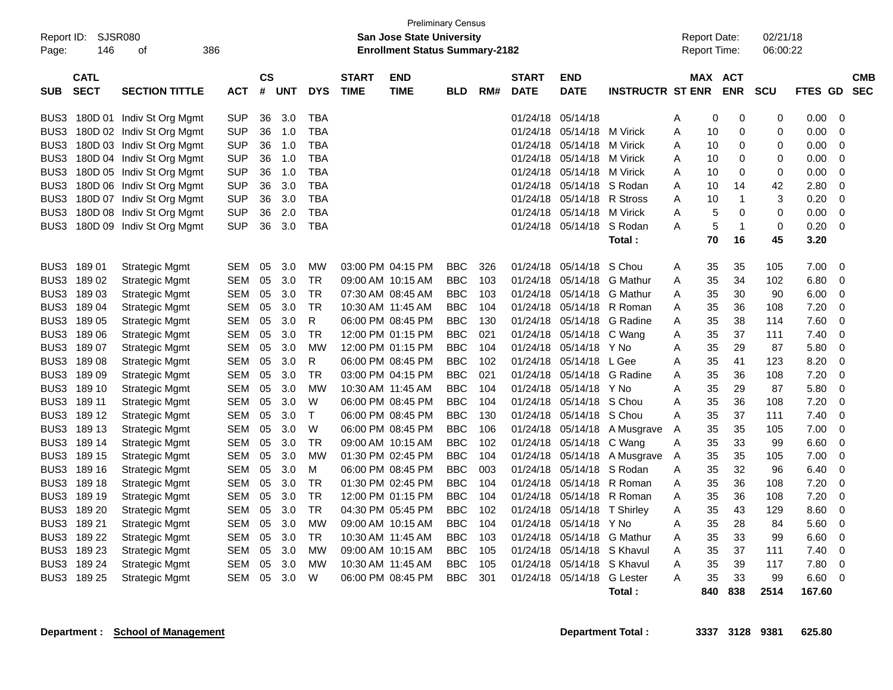Preliminary Census

**San Jose State University**

**Enrollment Status Summary-2182**

Report ID: SJSR080
Report Date: 02/21/18
Report Time: 06:00:22

| SUB | CATL SECT | SECTION TITTLE | ACT | CS # | UNT | DYS | START TIME | END TIME | BLD | RM# | START DATE | END DATE | INSTRUCTR | ST | MAX ENR | ACT ENR | SCU | FTES | GD | CMB SEC |
|---|---|---|---|---|---|---|---|---|---|---|---|---|---|---|---|---|---|---|---|---|
| BUS3 | 180D 01 | Indiv St Org Mgmt | SUP | 36 | 3.0 | TBA | | | | | 01/24/18 | 05/14/18 | | A | 0 | 0 | 0 | 0.00 | 0 | |
| BUS3 | 180D 02 | Indiv St Org Mgmt | SUP | 36 | 1.0 | TBA | | | | | 01/24/18 | 05/14/18 | M Virick | A | 10 | 0 | 0 | 0.00 | 0 | |
| BUS3 | 180D 03 | Indiv St Org Mgmt | SUP | 36 | 1.0 | TBA | | | | | 01/24/18 | 05/14/18 | M Virick | A | 10 | 0 | 0 | 0.00 | 0 | |
| BUS3 | 180D 04 | Indiv St Org Mgmt | SUP | 36 | 1.0 | TBA | | | | | 01/24/18 | 05/14/18 | M Virick | A | 10 | 0 | 0 | 0.00 | 0 | |
| BUS3 | 180D 05 | Indiv St Org Mgmt | SUP | 36 | 1.0 | TBA | | | | | 01/24/18 | 05/14/18 | M Virick | A | 10 | 0 | 0 | 0.00 | 0 | |
| BUS3 | 180D 06 | Indiv St Org Mgmt | SUP | 36 | 3.0 | TBA | | | | | 01/24/18 | 05/14/18 | S Rodan | A | 10 | 14 | 42 | 2.80 | 0 | |
| BUS3 | 180D 07 | Indiv St Org Mgmt | SUP | 36 | 3.0 | TBA | | | | | 01/24/18 | 05/14/18 | R Stross | A | 10 | 1 | 3 | 0.20 | 0 | |
| BUS3 | 180D 08 | Indiv St Org Mgmt | SUP | 36 | 2.0 | TBA | | | | | 01/24/18 | 05/14/18 | M Virick | A | 5 | 0 | 0 | 0.00 | 0 | |
| BUS3 | 180D 09 | Indiv St Org Mgmt | SUP | 36 | 3.0 | TBA | | | | | 01/24/18 | 05/14/18 | S Rodan | A | 5 | 1 | 0 | 0.20 | 0 | |
| | | | | | | | | | | | | | **Total :** | | **70** | **16** | **45** | **3.20** | | |
| BUS3 | 189 01 | Strategic Mgmt | SEM | 05 | 3.0 | MW | 03:00 PM | 04:15 PM | BBC | 326 | 01/24/18 | 05/14/18 | S Chou | A | 35 | 35 | 105 | 7.00 | 0 | |
| BUS3 | 189 02 | Strategic Mgmt | SEM | 05 | 3.0 | TR | 09:00 AM | 10:15 AM | BBC | 103 | 01/24/18 | 05/14/18 | G Mathur | A | 35 | 34 | 102 | 6.80 | 0 | |
| BUS3 | 189 03 | Strategic Mgmt | SEM | 05 | 3.0 | TR | 07:30 AM | 08:45 AM | BBC | 103 | 01/24/18 | 05/14/18 | G Mathur | A | 35 | 30 | 90 | 6.00 | 0 | |
| BUS3 | 189 04 | Strategic Mgmt | SEM | 05 | 3.0 | TR | 10:30 AM | 11:45 AM | BBC | 104 | 01/24/18 | 05/14/18 | R Roman | A | 35 | 36 | 108 | 7.20 | 0 | |
| BUS3 | 189 05 | Strategic Mgmt | SEM | 05 | 3.0 | R | 06:00 PM | 08:45 PM | BBC | 130 | 01/24/18 | 05/14/18 | G Radine | A | 35 | 38 | 114 | 7.60 | 0 | |
| BUS3 | 189 06 | Strategic Mgmt | SEM | 05 | 3.0 | TR | 12:00 PM | 01:15 PM | BBC | 021 | 01/24/18 | 05/14/18 | C Wang | A | 35 | 37 | 111 | 7.40 | 0 | |
| BUS3 | 189 07 | Strategic Mgmt | SEM | 05 | 3.0 | MW | 12:00 PM | 01:15 PM | BBC | 104 | 01/24/18 | 05/14/18 | Y No | A | 35 | 29 | 87 | 5.80 | 0 | |
| BUS3 | 189 08 | Strategic Mgmt | SEM | 05 | 3.0 | R | 06:00 PM | 08:45 PM | BBC | 102 | 01/24/18 | 05/14/18 | L Gee | A | 35 | 41 | 123 | 8.20 | 0 | |
| BUS3 | 189 09 | Strategic Mgmt | SEM | 05 | 3.0 | TR | 03:00 PM | 04:15 PM | BBC | 021 | 01/24/18 | 05/14/18 | G Radine | A | 35 | 36 | 108 | 7.20 | 0 | |
| BUS3 | 189 10 | Strategic Mgmt | SEM | 05 | 3.0 | MW | 10:30 AM | 11:45 AM | BBC | 104 | 01/24/18 | 05/14/18 | Y No | A | 35 | 29 | 87 | 5.80 | 0 | |
| BUS3 | 189 11 | Strategic Mgmt | SEM | 05 | 3.0 | W | 06:00 PM | 08:45 PM | BBC | 104 | 01/24/18 | 05/14/18 | S Chou | A | 35 | 36 | 108 | 7.20 | 0 | |
| BUS3 | 189 12 | Strategic Mgmt | SEM | 05 | 3.0 | T | 06:00 PM | 08:45 PM | BBC | 130 | 01/24/18 | 05/14/18 | S Chou | A | 35 | 37 | 111 | 7.40 | 0 | |
| BUS3 | 189 13 | Strategic Mgmt | SEM | 05 | 3.0 | W | 06:00 PM | 08:45 PM | BBC | 106 | 01/24/18 | 05/14/18 | A Musgrave | A | 35 | 35 | 105 | 7.00 | 0 | |
| BUS3 | 189 14 | Strategic Mgmt | SEM | 05 | 3.0 | TR | 09:00 AM | 10:15 AM | BBC | 102 | 01/24/18 | 05/14/18 | C Wang | A | 35 | 33 | 99 | 6.60 | 0 | |
| BUS3 | 189 15 | Strategic Mgmt | SEM | 05 | 3.0 | MW | 01:30 PM | 02:45 PM | BBC | 104 | 01/24/18 | 05/14/18 | A Musgrave | A | 35 | 35 | 105 | 7.00 | 0 | |
| BUS3 | 189 16 | Strategic Mgmt | SEM | 05 | 3.0 | M | 06:00 PM | 08:45 PM | BBC | 003 | 01/24/18 | 05/14/18 | S Rodan | A | 35 | 32 | 96 | 6.40 | 0 | |
| BUS3 | 189 18 | Strategic Mgmt | SEM | 05 | 3.0 | TR | 01:30 PM | 02:45 PM | BBC | 104 | 01/24/18 | 05/14/18 | R Roman | A | 35 | 36 | 108 | 7.20 | 0 | |
| BUS3 | 189 19 | Strategic Mgmt | SEM | 05 | 3.0 | TR | 12:00 PM | 01:15 PM | BBC | 104 | 01/24/18 | 05/14/18 | R Roman | A | 35 | 36 | 108 | 7.20 | 0 | |
| BUS3 | 189 20 | Strategic Mgmt | SEM | 05 | 3.0 | TR | 04:30 PM | 05:45 PM | BBC | 102 | 01/24/18 | 05/14/18 | T Shirley | A | 35 | 43 | 129 | 8.60 | 0 | |
| BUS3 | 189 21 | Strategic Mgmt | SEM | 05 | 3.0 | MW | 09:00 AM | 10:15 AM | BBC | 104 | 01/24/18 | 05/14/18 | Y No | A | 35 | 28 | 84 | 5.60 | 0 | |
| BUS3 | 189 22 | Strategic Mgmt | SEM | 05 | 3.0 | TR | 10:30 AM | 11:45 AM | BBC | 103 | 01/24/18 | 05/14/18 | G Mathur | A | 35 | 33 | 99 | 6.60 | 0 | |
| BUS3 | 189 23 | Strategic Mgmt | SEM | 05 | 3.0 | MW | 09:00 AM | 10:15 AM | BBC | 105 | 01/24/18 | 05/14/18 | S Khavul | A | 35 | 37 | 111 | 7.40 | 0 | |
| BUS3 | 189 24 | Strategic Mgmt | SEM | 05 | 3.0 | MW | 10:30 AM | 11:45 AM | BBC | 105 | 01/24/18 | 05/14/18 | S Khavul | A | 35 | 39 | 117 | 7.80 | 0 | |
| BUS3 | 189 25 | Strategic Mgmt | SEM | 05 | 3.0 | W | 06:00 PM | 08:45 PM | BBC | 301 | 01/24/18 | 05/14/18 | G Lester | A | 35 | 33 | 99 | 6.60 | 0 | |
| | | | | | | | | | | | | | **Total :** | | **840** | **838** | **2514** | **167.60** | | |

**Department :** **School of Management** | **Department Total :** **3337** **3128** **9381** **625.80**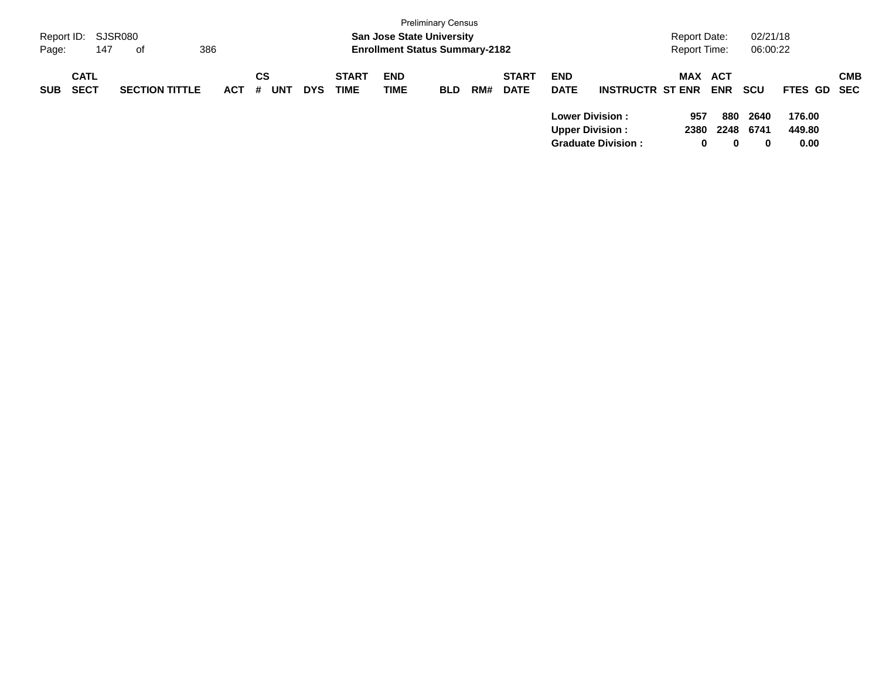Preliminary Census

**San Jose State University**

**Enrollment Status Summary-2182**

Report ID: SJSR080

Report Date: 02/21/18

Report Time: 06:00:22

| SUB | CATL SECT | SECTION TITTLE | ACT | CS # | UNT | DYS | START TIME | END TIME | BLD | RM# | START DATE | END DATE | INSTRUCTR | ST | MAX ENR | ACT ENR | SCU | FTES | GD | CMB SEC |
|---|---|---|---|---|---|---|---|---|---|---|---|---|---|---|---|---|---|---|---|---|
| | | | | | | | | | | | | **Lower Division :** | | | **957** | **880** | **2640** | **176.00** | | |
| | | | | | | | | | | | | **Upper Division :** | | | **2380** | **2248** | **6741** | **449.80** | | |
| | | | | | | | | | | | | **Graduate Division :** | | | **0** | **0** | **0** | **0.00** | | |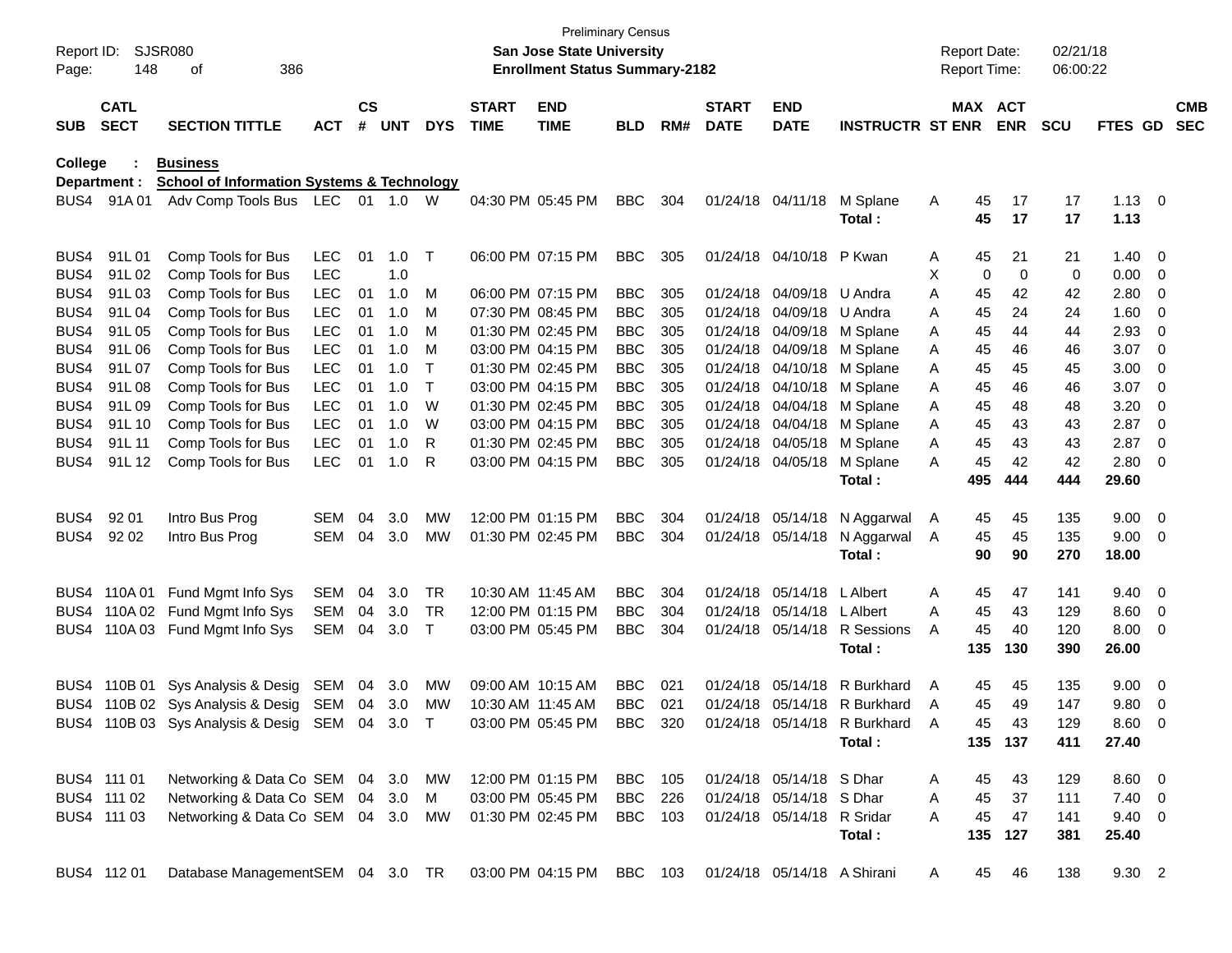Preliminary Census
**San Jose State University**
**Enrollment Status Summary-2182**

Report ID: SJSR080
Page: 148 of 386

Report Date: 02/21/18
Report Time: 06:00:22

**College : Business**
**Department : School of Information Systems & Technology**

| SUB | CATL SECT | SECTION TITTLE | ACT | CS # | UNT | DYS | START TIME | END TIME | BLD | RM# | START DATE | END DATE | INSTRUCTR | ST | MAX ENR | ACT ENR | SCU | FTES | GD | CMB SEC |
|---|---|---|---|---|---|---|---|---|---|---|---|---|---|---|---|---|---|---|---|---|
| BUS4 | 91A 01 | Adv Comp Tools Bus | LEC | 01 | 1.0 | W | 04:30 PM | 05:45 PM | BBC | 304 | 01/24/18 | 04/11/18 | M Splane | A | 45 | 17 | 17 | 1.13 | 0 | |
| | | | | | | | | | | | | | **Total :** | | **45** | **17** | **17** | **1.13** | | |
| BUS4 | 91L 01 | Comp Tools for Bus | LEC | 01 | 1.0 | T | 06:00 PM | 07:15 PM | BBC | 305 | 01/24/18 | 04/10/18 | P Kwan | A | 45 | 21 | 21 | 1.40 | 0 | |
| BUS4 | 91L 02 | Comp Tools for Bus | LEC | | 1.0 | | | | | | | | | X | 0 | 0 | 0 | 0.00 | 0 | |
| BUS4 | 91L 03 | Comp Tools for Bus | LEC | 01 | 1.0 | M | 06:00 PM | 07:15 PM | BBC | 305 | 01/24/18 | 04/09/18 | U Andra | A | 45 | 42 | 42 | 2.80 | 0 | |
| BUS4 | 91L 04 | Comp Tools for Bus | LEC | 01 | 1.0 | M | 07:30 PM | 08:45 PM | BBC | 305 | 01/24/18 | 04/09/18 | U Andra | A | 45 | 24 | 24 | 1.60 | 0 | |
| BUS4 | 91L 05 | Comp Tools for Bus | LEC | 01 | 1.0 | M | 01:30 PM | 02:45 PM | BBC | 305 | 01/24/18 | 04/09/18 | M Splane | A | 45 | 44 | 44 | 2.93 | 0 | |
| BUS4 | 91L 06 | Comp Tools for Bus | LEC | 01 | 1.0 | M | 03:00 PM | 04:15 PM | BBC | 305 | 01/24/18 | 04/09/18 | M Splane | A | 45 | 46 | 46 | 3.07 | 0 | |
| BUS4 | 91L 07 | Comp Tools for Bus | LEC | 01 | 1.0 | T | 01:30 PM | 02:45 PM | BBC | 305 | 01/24/18 | 04/10/18 | M Splane | A | 45 | 45 | 45 | 3.00 | 0 | |
| BUS4 | 91L 08 | Comp Tools for Bus | LEC | 01 | 1.0 | T | 03:00 PM | 04:15 PM | BBC | 305 | 01/24/18 | 04/10/18 | M Splane | A | 45 | 46 | 46 | 3.07 | 0 | |
| BUS4 | 91L 09 | Comp Tools for Bus | LEC | 01 | 1.0 | W | 01:30 PM | 02:45 PM | BBC | 305 | 01/24/18 | 04/04/18 | M Splane | A | 45 | 48 | 48 | 3.20 | 0 | |
| BUS4 | 91L 10 | Comp Tools for Bus | LEC | 01 | 1.0 | W | 03:00 PM | 04:15 PM | BBC | 305 | 01/24/18 | 04/04/18 | M Splane | A | 45 | 43 | 43 | 2.87 | 0 | |
| BUS4 | 91L 11 | Comp Tools for Bus | LEC | 01 | 1.0 | R | 01:30 PM | 02:45 PM | BBC | 305 | 01/24/18 | 04/05/18 | M Splane | A | 45 | 43 | 43 | 2.87 | 0 | |
| BUS4 | 91L 12 | Comp Tools for Bus | LEC | 01 | 1.0 | R | 03:00 PM | 04:15 PM | BBC | 305 | 01/24/18 | 04/05/18 | M Splane | A | 45 | 42 | 42 | 2.80 | 0 | |
| | | | | | | | | | | | | | **Total :** | | **495** | **444** | **444** | **29.60** | | |
| BUS4 | 92 01 | Intro Bus Prog | SEM | 04 | 3.0 | MW | 12:00 PM | 01:15 PM | BBC | 304 | 01/24/18 | 05/14/18 | N Aggarwal | A | 45 | 45 | 135 | 9.00 | 0 | |
| BUS4 | 92 02 | Intro Bus Prog | SEM | 04 | 3.0 | MW | 01:30 PM | 02:45 PM | BBC | 304 | 01/24/18 | 05/14/18 | N Aggarwal | A | 45 | 45 | 135 | 9.00 | 0 | |
| | | | | | | | | | | | | | **Total :** | | **90** | **90** | **270** | **18.00** | | |
| BUS4 | 110A 01 | Fund Mgmt Info Sys | SEM | 04 | 3.0 | TR | 10:30 AM | 11:45 AM | BBC | 304 | 01/24/18 | 05/14/18 | L Albert | A | 45 | 47 | 141 | 9.40 | 0 | |
| BUS4 | 110A 02 | Fund Mgmt Info Sys | SEM | 04 | 3.0 | TR | 12:00 PM | 01:15 PM | BBC | 304 | 01/24/18 | 05/14/18 | L Albert | A | 45 | 43 | 129 | 8.60 | 0 | |
| BUS4 | 110A 03 | Fund Mgmt Info Sys | SEM | 04 | 3.0 | T | 03:00 PM | 05:45 PM | BBC | 304 | 01/24/18 | 05/14/18 | R Sessions | A | 45 | 40 | 120 | 8.00 | 0 | |
| | | | | | | | | | | | | | **Total :** | | **135** | **130** | **390** | **26.00** | | |
| BUS4 | 110B 01 | Sys Analysis & Desig | SEM | 04 | 3.0 | MW | 09:00 AM | 10:15 AM | BBC | 021 | 01/24/18 | 05/14/18 | R Burkhard | A | 45 | 45 | 135 | 9.00 | 0 | |
| BUS4 | 110B 02 | Sys Analysis & Desig | SEM | 04 | 3.0 | MW | 10:30 AM | 11:45 AM | BBC | 021 | 01/24/18 | 05/14/18 | R Burkhard | A | 45 | 49 | 147 | 9.80 | 0 | |
| BUS4 | 110B 03 | Sys Analysis & Desig | SEM | 04 | 3.0 | T | 03:00 PM | 05:45 PM | BBC | 320 | 01/24/18 | 05/14/18 | R Burkhard | A | 45 | 43 | 129 | 8.60 | 0 | |
| | | | | | | | | | | | | | **Total :** | | **135** | **137** | **411** | **27.40** | | |
| BUS4 | 111 01 | Networking & Data Co | SEM | 04 | 3.0 | MW | 12:00 PM | 01:15 PM | BBC | 105 | 01/24/18 | 05/14/18 | S Dhar | A | 45 | 43 | 129 | 8.60 | 0 | |
| BUS4 | 111 02 | Networking & Data Co | SEM | 04 | 3.0 | M | 03:00 PM | 05:45 PM | BBC | 226 | 01/24/18 | 05/14/18 | S Dhar | A | 45 | 37 | 111 | 7.40 | 0 | |
| BUS4 | 111 03 | Networking & Data Co | SEM | 04 | 3.0 | MW | 01:30 PM | 02:45 PM | BBC | 103 | 01/24/18 | 05/14/18 | R Sridar | A | 45 | 47 | 141 | 9.40 | 0 | |
| | | | | | | | | | | | | | **Total :** | | **135** | **127** | **381** | **25.40** | | |
| BUS4 | 112 01 | Database Management | SEM | 04 | 3.0 | TR | 03:00 PM | 04:15 PM | BBC | 103 | 01/24/18 | 05/14/18 | A Shirani | A | 45 | 46 | 138 | 9.30 | 2 | |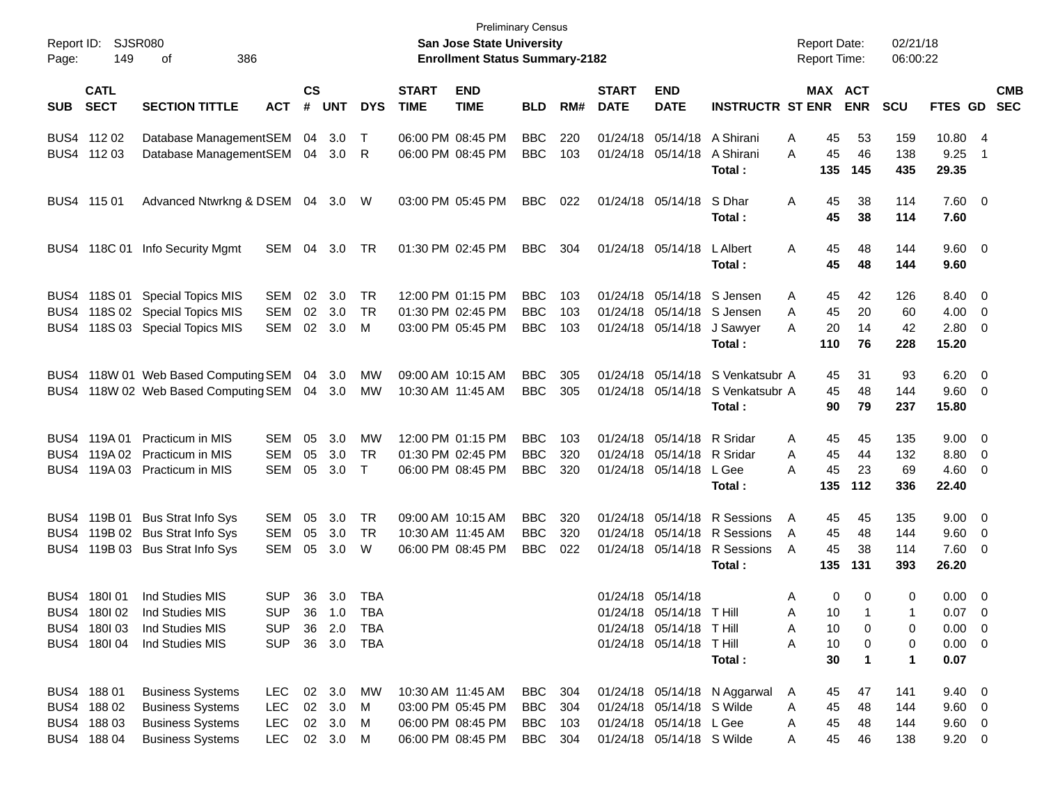| SUB | CATL SECT | SECTION TITTLE | ACT | CS # | UNT | DYS | START TIME | END TIME | BLD | RM# | START DATE | END DATE | INSTRUCTR | ST | MAX ENR | ACT ENR | SCU | FTES | GD | CMB SEC |
|---|---|---|---|---|---|---|---|---|---|---|---|---|---|---|---|---|---|---|---|---|
| BUS4 | 112 02 | Database Management | SEM | 04 | 3.0 | T | 06:00 PM | 08:45 PM | BBC | 220 | 01/24/18 | 05/14/18 | A Shirani | A | 45 | 53 | 159 | 10.80 | 4 | |
| BUS4 | 112 03 | Database Management | SEM | 04 | 3.0 | R | 06:00 PM | 08:45 PM | BBC | 103 | 01/24/18 | 05/14/18 | A Shirani | A | 45 | 46 | 138 | 9.25 | 1 | |
| | | | | | | | | | | | | | **Total :** | | **135** | **145** | **435** | **29.35** | | |
| BUS4 | 115 01 | Advanced Ntwrkng & D | SEM | 04 | 3.0 | W | 03:00 PM | 05:45 PM | BBC | 022 | 01/24/18 | 05/14/18 | S Dhar | A | 45 | 38 | 114 | 7.60 | 0 | |
| | | | | | | | | | | | | | **Total :** | | **45** | **38** | **114** | **7.60** | | |
| BUS4 | 118C 01 | Info Security Mgmt | SEM | 04 | 3.0 | TR | 01:30 PM | 02:45 PM | BBC | 304 | 01/24/18 | 05/14/18 | L Albert | A | 45 | 48 | 144 | 9.60 | 0 | |
| | | | | | | | | | | | | | **Total :** | | **45** | **48** | **144** | **9.60** | | |
| BUS4 | 118S 01 | Special Topics MIS | SEM | 02 | 3.0 | TR | 12:00 PM | 01:15 PM | BBC | 103 | 01/24/18 | 05/14/18 | S Jensen | A | 45 | 42 | 126 | 8.40 | 0 | |
| BUS4 | 118S 02 | Special Topics MIS | SEM | 02 | 3.0 | TR | 01:30 PM | 02:45 PM | BBC | 103 | 01/24/18 | 05/14/18 | S Jensen | A | 45 | 20 | 60 | 4.00 | 0 | |
| BUS4 | 118S 03 | Special Topics MIS | SEM | 02 | 3.0 | M | 03:00 PM | 05:45 PM | BBC | 103 | 01/24/18 | 05/14/18 | J Sawyer | A | 20 | 14 | 42 | 2.80 | 0 | |
| | | | | | | | | | | | | | **Total :** | | **110** | **76** | **228** | **15.20** | | |
| BUS4 | 118W 01 | Web Based Computing | SEM | 04 | 3.0 | MW | 09:00 AM | 10:15 AM | BBC | 305 | 01/24/18 | 05/14/18 | S Venkatsubr | A | 45 | 31 | 93 | 6.20 | 0 | |
| BUS4 | 118W 02 | Web Based Computing | SEM | 04 | 3.0 | MW | 10:30 AM | 11:45 AM | BBC | 305 | 01/24/18 | 05/14/18 | S Venkatsubr | A | 45 | 48 | 144 | 9.60 | 0 | |
| | | | | | | | | | | | | | **Total :** | | **90** | **79** | **237** | **15.80** | | |
| BUS4 | 119A 01 | Practicum in MIS | SEM | 05 | 3.0 | MW | 12:00 PM | 01:15 PM | BBC | 103 | 01/24/18 | 05/14/18 | R Sridar | A | 45 | 45 | 135 | 9.00 | 0 | |
| BUS4 | 119A 02 | Practicum in MIS | SEM | 05 | 3.0 | TR | 01:30 PM | 02:45 PM | BBC | 320 | 01/24/18 | 05/14/18 | R Sridar | A | 45 | 44 | 132 | 8.80 | 0 | |
| BUS4 | 119A 03 | Practicum in MIS | SEM | 05 | 3.0 | T | 06:00 PM | 08:45 PM | BBC | 320 | 01/24/18 | 05/14/18 | L Gee | A | 45 | 23 | 69 | 4.60 | 0 | |
| | | | | | | | | | | | | | **Total :** | | **135** | **112** | **336** | **22.40** | | |
| BUS4 | 119B 01 | Bus Strat Info Sys | SEM | 05 | 3.0 | TR | 09:00 AM | 10:15 AM | BBC | 320 | 01/24/18 | 05/14/18 | R Sessions | A | 45 | 45 | 135 | 9.00 | 0 | |
| BUS4 | 119B 02 | Bus Strat Info Sys | SEM | 05 | 3.0 | TR | 10:30 AM | 11:45 AM | BBC | 320 | 01/24/18 | 05/14/18 | R Sessions | A | 45 | 48 | 144 | 9.60 | 0 | |
| BUS4 | 119B 03 | Bus Strat Info Sys | SEM | 05 | 3.0 | W | 06:00 PM | 08:45 PM | BBC | 022 | 01/24/18 | 05/14/18 | R Sessions | A | 45 | 38 | 114 | 7.60 | 0 | |
| | | | | | | | | | | | | | **Total :** | | **135** | **131** | **393** | **26.20** | | |
| BUS4 | 180I 01 | Ind Studies MIS | SUP | 36 | 3.0 | TBA | | | | | 01/24/18 | 05/14/18 | | A | 0 | 0 | 0 | 0.00 | 0 | |
| BUS4 | 180I 02 | Ind Studies MIS | SUP | 36 | 1.0 | TBA | | | | | 01/24/18 | 05/14/18 | T Hill | A | 10 | 1 | 1 | 0.07 | 0 | |
| BUS4 | 180I 03 | Ind Studies MIS | SUP | 36 | 2.0 | TBA | | | | | 01/24/18 | 05/14/18 | T Hill | A | 10 | 0 | 0 | 0.00 | 0 | |
| BUS4 | 180I 04 | Ind Studies MIS | SUP | 36 | 3.0 | TBA | | | | | 01/24/18 | 05/14/18 | T Hill | A | 10 | 0 | 0 | 0.00 | 0 | |
| | | | | | | | | | | | | | **Total :** | | **30** | **1** | **1** | **0.07** | | |
| BUS4 | 188 01 | Business Systems | LEC | 02 | 3.0 | MW | 10:30 AM | 11:45 AM | BBC | 304 | 01/24/18 | 05/14/18 | N Aggarwal | A | 45 | 47 | 141 | 9.40 | 0 | |
| BUS4 | 188 02 | Business Systems | LEC | 02 | 3.0 | M | 03:00 PM | 05:45 PM | BBC | 304 | 01/24/18 | 05/14/18 | S Wilde | A | 45 | 48 | 144 | 9.60 | 0 | |
| BUS4 | 188 03 | Business Systems | LEC | 02 | 3.0 | M | 06:00 PM | 08:45 PM | BBC | 103 | 01/24/18 | 05/14/18 | L Gee | A | 45 | 48 | 144 | 9.60 | 0 | |
| BUS4 | 188 04 | Business Systems | LEC | 02 | 3.0 | M | 06:00 PM | 08:45 PM | BBC | 304 | 01/24/18 | 05/14/18 | S Wilde | A | 45 | 46 | 138 | 9.20 | 0 | |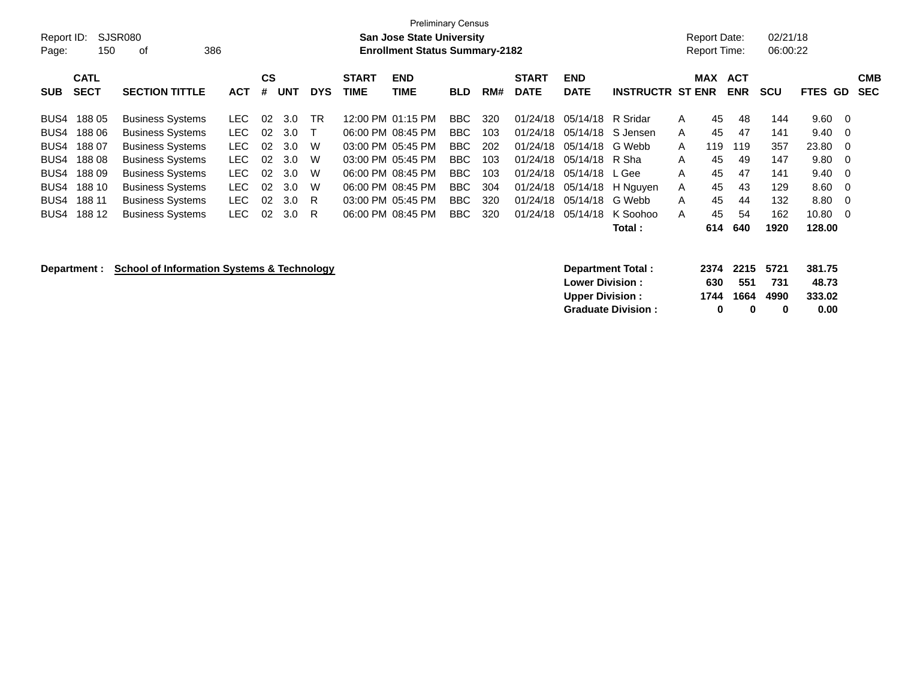Preliminary Census

Report ID: SJSR080 | **San Jose State University** | Report Date: 02/21/18

**Enrollment Status Summary-2182** | Report Time: 06:00:22

| SUB | CATL SECT | SECTION TITTLE | ACT | CS # | UNT | DYS | START TIME | END TIME | BLD | RM# | START DATE | END DATE | INSTRUCTR | ST | MAX ENR | ACT ENR | SCU | FTES | GD | CMB SEC |
|---|---|---|---|---|---|---|---|---|---|---|---|---|---|---|---|---|---|---|---|---|
| BUS4 | 188 05 | Business Systems | LEC | 02 | 3.0 | TR | 12:00 PM | 01:15 PM | BBC | 320 | 01/24/18 | 05/14/18 | R Sridar | A | 45 | 48 | 144 | 9.60 | 0 | |
| BUS4 | 188 06 | Business Systems | LEC | 02 | 3.0 | T | 06:00 PM | 08:45 PM | BBC | 103 | 01/24/18 | 05/14/18 | S Jensen | A | 45 | 47 | 141 | 9.40 | 0 | |
| BUS4 | 188 07 | Business Systems | LEC | 02 | 3.0 | W | 03:00 PM | 05:45 PM | BBC | 202 | 01/24/18 | 05/14/18 | G Webb | A | 119 | 119 | 357 | 23.80 | 0 | |
| BUS4 | 188 08 | Business Systems | LEC | 02 | 3.0 | W | 03:00 PM | 05:45 PM | BBC | 103 | 01/24/18 | 05/14/18 | R Sha | A | 45 | 49 | 147 | 9.80 | 0 | |
| BUS4 | 188 09 | Business Systems | LEC | 02 | 3.0 | W | 06:00 PM | 08:45 PM | BBC | 103 | 01/24/18 | 05/14/18 | L Gee | A | 45 | 47 | 141 | 9.40 | 0 | |
| BUS4 | 188 10 | Business Systems | LEC | 02 | 3.0 | W | 06:00 PM | 08:45 PM | BBC | 304 | 01/24/18 | 05/14/18 | H Nguyen | A | 45 | 43 | 129 | 8.60 | 0 | |
| BUS4 | 188 11 | Business Systems | LEC | 02 | 3.0 | R | 03:00 PM | 05:45 PM | BBC | 320 | 01/24/18 | 05/14/18 | G Webb | A | 45 | 44 | 132 | 8.80 | 0 | |
| BUS4 | 188 12 | Business Systems | LEC | 02 | 3.0 | R | 06:00 PM | 08:45 PM | BBC | 320 | 01/24/18 | 05/14/18 | K Soohoo | A | 45 | 54 | 162 | 10.80 | 0 | |
| | | | | | | | | | | | | | **Total :** | | **614** | **640** | **1920** | **128.00** | | |

**Department :** **School of Information Systems & Technology**

| | MAX ENR | ACT ENR | SCU | FTES |
|---|---|---|---|---|
| **Department Total :** | **2374** | **2215** | **5721** | **381.75** |
| **Lower Division :** | **630** | **551** | **731** | **48.73** |
| **Upper Division :** | **1744** | **1664** | **4990** | **333.02** |
| **Graduate Division :** | **0** | **0** | **0** | **0.00** |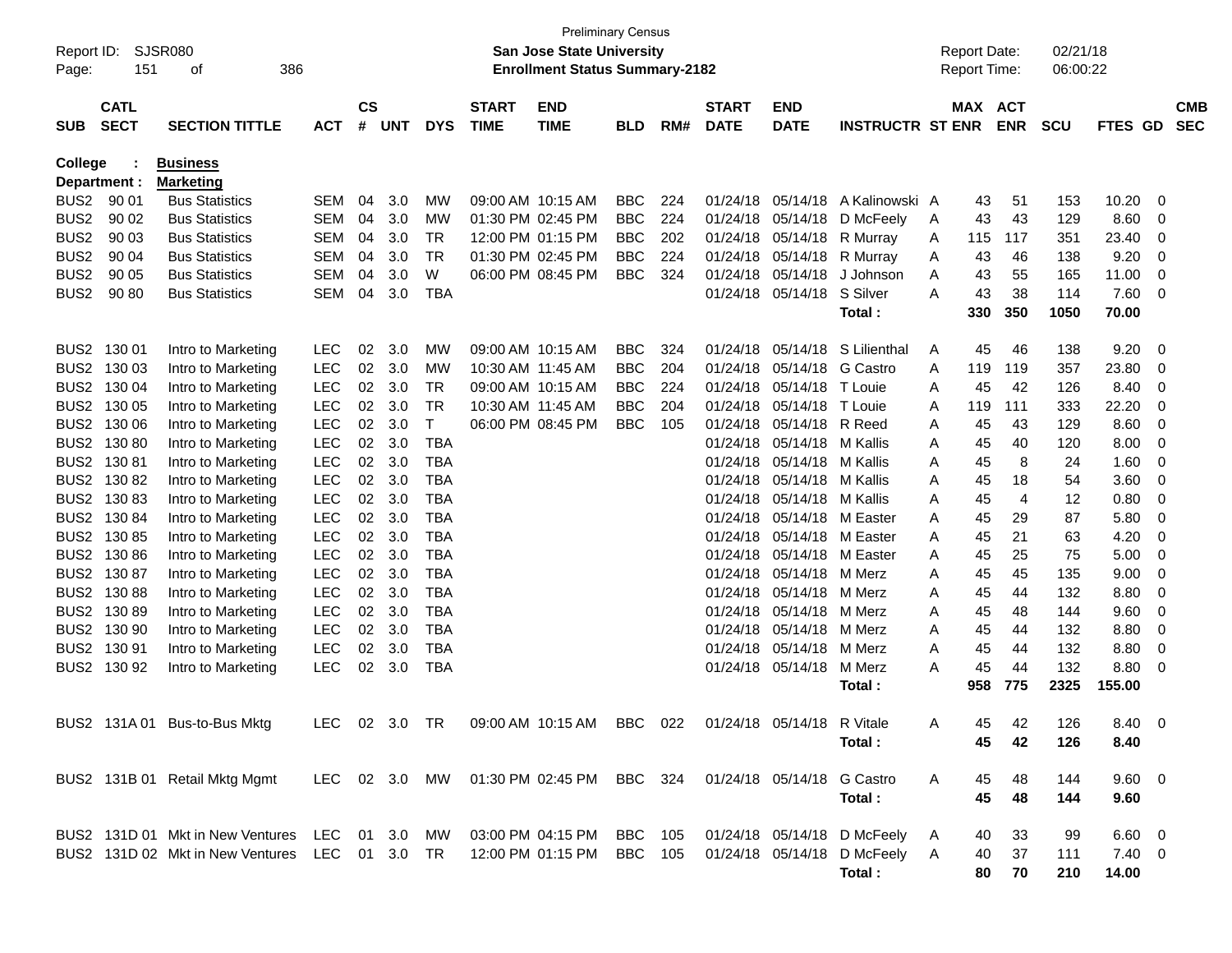Preliminary Census
**San Jose State University**
**Enrollment Status Summary-2182**

Report ID: SJSR080
Report Date: 02/21/18
Report Time: 06:00:22

**College : Business**
**Department : Marketing**

| SUB | CATL SECT | SECTION TITTLE | ACT | CS # | UNT | DYS | START TIME | END TIME | BLD | RM# | START DATE | END DATE | INSTRUCTR | ST | MAX ENR | ACT ENR | SCU | FTES | GD | CMB SEC |
|---|---|---|---|---|---|---|---|---|---|---|---|---|---|---|---|---|---|---|---|---|
| BUS2 | 90 01 | Bus Statistics | SEM | 04 | 3.0 | MW | 09:00 AM | 10:15 AM | BBC | 224 | 01/24/18 | 05/14/18 | A Kalinowski | A | 43 | 51 | 153 | 10.20 | 0 | |
| BUS2 | 90 02 | Bus Statistics | SEM | 04 | 3.0 | MW | 01:30 PM | 02:45 PM | BBC | 224 | 01/24/18 | 05/14/18 | D McFeely | A | 43 | 43 | 129 | 8.60 | 0 | |
| BUS2 | 90 03 | Bus Statistics | SEM | 04 | 3.0 | TR | 12:00 PM | 01:15 PM | BBC | 202 | 01/24/18 | 05/14/18 | R Murray | A | 115 | 117 | 351 | 23.40 | 0 | |
| BUS2 | 90 04 | Bus Statistics | SEM | 04 | 3.0 | TR | 01:30 PM | 02:45 PM | BBC | 224 | 01/24/18 | 05/14/18 | R Murray | A | 43 | 46 | 138 | 9.20 | 0 | |
| BUS2 | 90 05 | Bus Statistics | SEM | 04 | 3.0 | W | 06:00 PM | 08:45 PM | BBC | 324 | 01/24/18 | 05/14/18 | J Johnson | A | 43 | 55 | 165 | 11.00 | 0 | |
| BUS2 | 90 80 | Bus Statistics | SEM | 04 | 3.0 | TBA | | | | | 01/24/18 | 05/14/18 | S Silver | A | 43 | 38 | 114 | 7.60 | 0 | |
| | | | | | | | | | | | | | **Total :** | | **330** | **350** | **1050** | **70.00** | | |
| BUS2 | 130 01 | Intro to Marketing | LEC | 02 | 3.0 | MW | 09:00 AM | 10:15 AM | BBC | 324 | 01/24/18 | 05/14/18 | S Lilienthal | A | 45 | 46 | 138 | 9.20 | 0 | |
| BUS2 | 130 03 | Intro to Marketing | LEC | 02 | 3.0 | MW | 10:30 AM | 11:45 AM | BBC | 204 | 01/24/18 | 05/14/18 | G Castro | A | 119 | 119 | 357 | 23.80 | 0 | |
| BUS2 | 130 04 | Intro to Marketing | LEC | 02 | 3.0 | TR | 09:00 AM | 10:15 AM | BBC | 224 | 01/24/18 | 05/14/18 | T Louie | A | 45 | 42 | 126 | 8.40 | 0 | |
| BUS2 | 130 05 | Intro to Marketing | LEC | 02 | 3.0 | TR | 10:30 AM | 11:45 AM | BBC | 204 | 01/24/18 | 05/14/18 | T Louie | A | 119 | 111 | 333 | 22.20 | 0 | |
| BUS2 | 130 06 | Intro to Marketing | LEC | 02 | 3.0 | T | 06:00 PM | 08:45 PM | BBC | 105 | 01/24/18 | 05/14/18 | R Reed | A | 45 | 43 | 129 | 8.60 | 0 | |
| BUS2 | 130 80 | Intro to Marketing | LEC | 02 | 3.0 | TBA | | | | | 01/24/18 | 05/14/18 | M Kallis | A | 45 | 40 | 120 | 8.00 | 0 | |
| BUS2 | 130 81 | Intro to Marketing | LEC | 02 | 3.0 | TBA | | | | | 01/24/18 | 05/14/18 | M Kallis | A | 45 | 8 | 24 | 1.60 | 0 | |
| BUS2 | 130 82 | Intro to Marketing | LEC | 02 | 3.0 | TBA | | | | | 01/24/18 | 05/14/18 | M Kallis | A | 45 | 18 | 54 | 3.60 | 0 | |
| BUS2 | 130 83 | Intro to Marketing | LEC | 02 | 3.0 | TBA | | | | | 01/24/18 | 05/14/18 | M Kallis | A | 45 | 4 | 12 | 0.80 | 0 | |
| BUS2 | 130 84 | Intro to Marketing | LEC | 02 | 3.0 | TBA | | | | | 01/24/18 | 05/14/18 | M Easter | A | 45 | 29 | 87 | 5.80 | 0 | |
| BUS2 | 130 85 | Intro to Marketing | LEC | 02 | 3.0 | TBA | | | | | 01/24/18 | 05/14/18 | M Easter | A | 45 | 21 | 63 | 4.20 | 0 | |
| BUS2 | 130 86 | Intro to Marketing | LEC | 02 | 3.0 | TBA | | | | | 01/24/18 | 05/14/18 | M Easter | A | 45 | 25 | 75 | 5.00 | 0 | |
| BUS2 | 130 87 | Intro to Marketing | LEC | 02 | 3.0 | TBA | | | | | 01/24/18 | 05/14/18 | M Merz | A | 45 | 45 | 135 | 9.00 | 0 | |
| BUS2 | 130 88 | Intro to Marketing | LEC | 02 | 3.0 | TBA | | | | | 01/24/18 | 05/14/18 | M Merz | A | 45 | 44 | 132 | 8.80 | 0 | |
| BUS2 | 130 89 | Intro to Marketing | LEC | 02 | 3.0 | TBA | | | | | 01/24/18 | 05/14/18 | M Merz | A | 45 | 48 | 144 | 9.60 | 0 | |
| BUS2 | 130 90 | Intro to Marketing | LEC | 02 | 3.0 | TBA | | | | | 01/24/18 | 05/14/18 | M Merz | A | 45 | 44 | 132 | 8.80 | 0 | |
| BUS2 | 130 91 | Intro to Marketing | LEC | 02 | 3.0 | TBA | | | | | 01/24/18 | 05/14/18 | M Merz | A | 45 | 44 | 132 | 8.80 | 0 | |
| BUS2 | 130 92 | Intro to Marketing | LEC | 02 | 3.0 | TBA | | | | | 01/24/18 | 05/14/18 | M Merz | A | 45 | 44 | 132 | 8.80 | 0 | |
| | | | | | | | | | | | | | **Total :** | | **958** | **775** | **2325** | **155.00** | | |
| BUS2 | 131A 01 | Bus-to-Bus Mktg | LEC | 02 | 3.0 | TR | 09:00 AM | 10:15 AM | BBC | 022 | 01/24/18 | 05/14/18 | R Vitale | A | 45 | 42 | 126 | 8.40 | 0 | |
| | | | | | | | | | | | | | **Total :** | | **45** | **42** | **126** | **8.40** | | |
| BUS2 | 131B 01 | Retail Mktg Mgmt | LEC | 02 | 3.0 | MW | 01:30 PM | 02:45 PM | BBC | 324 | 01/24/18 | 05/14/18 | G Castro | A | 45 | 48 | 144 | 9.60 | 0 | |
| | | | | | | | | | | | | | **Total :** | | **45** | **48** | **144** | **9.60** | | |
| BUS2 | 131D 01 | Mkt in New Ventures | LEC | 01 | 3.0 | MW | 03:00 PM | 04:15 PM | BBC | 105 | 01/24/18 | 05/14/18 | D McFeely | A | 40 | 33 | 99 | 6.60 | 0 | |
| BUS2 | 131D 02 | Mkt in New Ventures | LEC | 01 | 3.0 | TR | 12:00 PM | 01:15 PM | BBC | 105 | 01/24/18 | 05/14/18 | D McFeely | A | 40 | 37 | 111 | 7.40 | 0 | |
| | | | | | | | | | | | | | **Total :** | | **80** | **70** | **210** | **14.00** | | |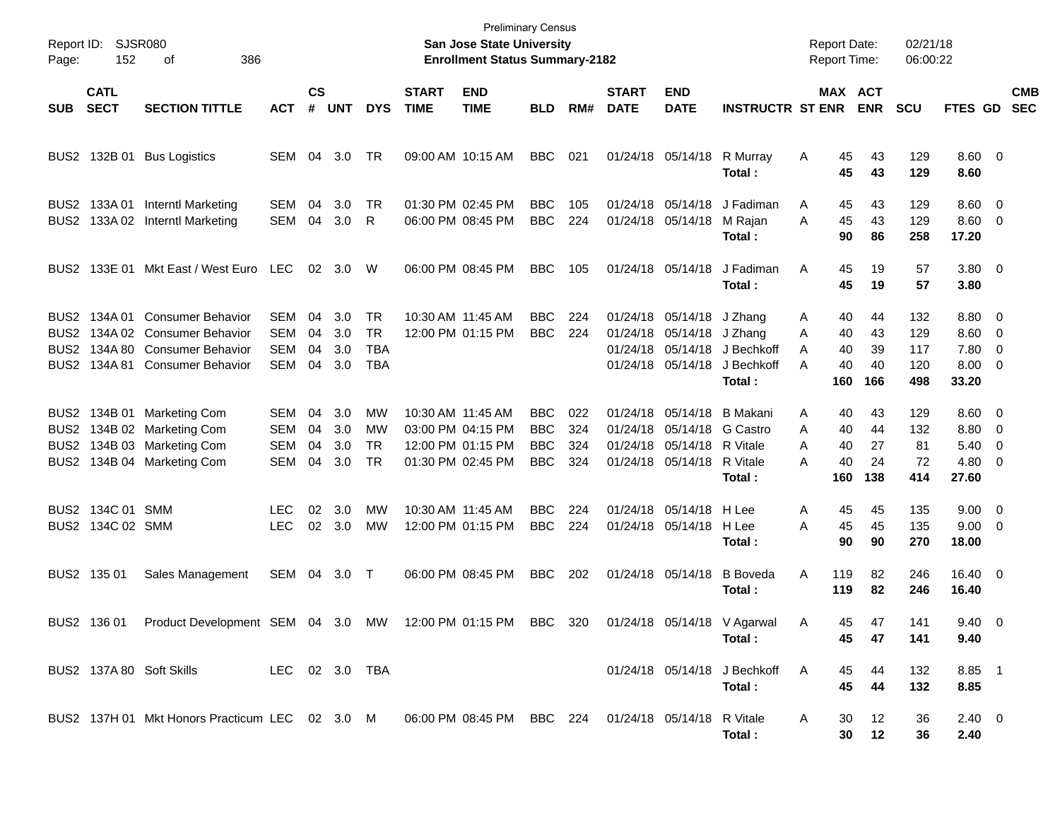Preliminary Census
**San Jose State University**
**Enrollment Status Summary-2182**

Report ID: SJSR080
Page: 152 of 386

Report Date: 02/21/18
Report Time: 06:00:22

| SUB | CATL SECT | SECTION TITTLE | ACT | CS # | UNT | DYS | START TIME | END TIME | BLD | RM# | START DATE | END DATE | INSTRUCTR | ST | MAX ENR | ACT ENR | SCU | FTES | GD | CMB SEC |
|---|---|---|---|---|---|---|---|---|---|---|---|---|---|---|---|---|---|---|---|---|
| BUS2 | 132B 01 | Bus Logistics | SEM | 04 | 3.0 | TR | 09:00 AM | 10:15 AM | BBC | 021 | 01/24/18 | 05/14/18 | R Murray | A | 45 | 43 | 129 | 8.60 | 0 | |
| | | | | | | | | | | | | | **Total :** | | **45** | **43** | **129** | **8.60** | | |
| BUS2 | 133A 01 | Interntl Marketing | SEM | 04 | 3.0 | TR | 01:30 PM | 02:45 PM | BBC | 105 | 01/24/18 | 05/14/18 | J Fadiman | A | 45 | 43 | 129 | 8.60 | 0 | |
| BUS2 | 133A 02 | Interntl Marketing | SEM | 04 | 3.0 | R | 06:00 PM | 08:45 PM | BBC | 224 | 01/24/18 | 05/14/18 | M Rajan | A | 45 | 43 | 129 | 8.60 | 0 | |
| | | | | | | | | | | | | | **Total :** | | **90** | **86** | **258** | **17.20** | | |
| BUS2 | 133E 01 | Mkt East / West Euro | LEC | 02 | 3.0 | W | 06:00 PM | 08:45 PM | BBC | 105 | 01/24/18 | 05/14/18 | J Fadiman | A | 45 | 19 | 57 | 3.80 | 0 | |
| | | | | | | | | | | | | | **Total :** | | **45** | **19** | **57** | **3.80** | | |
| BUS2 | 134A 01 | Consumer Behavior | SEM | 04 | 3.0 | TR | 10:30 AM | 11:45 AM | BBC | 224 | 01/24/18 | 05/14/18 | J Zhang | A | 40 | 44 | 132 | 8.80 | 0 | |
| BUS2 | 134A 02 | Consumer Behavior | SEM | 04 | 3.0 | TR | 12:00 PM | 01:15 PM | BBC | 224 | 01/24/18 | 05/14/18 | J Zhang | A | 40 | 43 | 129 | 8.60 | 0 | |
| BUS2 | 134A 80 | Consumer Behavior | SEM | 04 | 3.0 | TBA | | | | | 01/24/18 | 05/14/18 | J Beckhoff | A | 40 | 39 | 117 | 7.80 | 0 | |
| BUS2 | 134A 81 | Consumer Behavior | SEM | 04 | 3.0 | TBA | | | | | 01/24/18 | 05/14/18 | J Beckhoff | A | 40 | 40 | 120 | 8.00 | 0 | |
| | | | | | | | | | | | | | **Total :** | | **160** | **166** | **498** | **33.20** | | |
| BUS2 | 134B 01 | Marketing Com | SEM | 04 | 3.0 | MW | 10:30 AM | 11:45 AM | BBC | 022 | 01/24/18 | 05/14/18 | B Makani | A | 40 | 43 | 129 | 8.60 | 0 | |
| BUS2 | 134B 02 | Marketing Com | SEM | 04 | 3.0 | MW | 03:00 PM | 04:15 PM | BBC | 324 | 01/24/18 | 05/14/18 | G Castro | A | 40 | 44 | 132 | 8.80 | 0 | |
| BUS2 | 134B 03 | Marketing Com | SEM | 04 | 3.0 | TR | 12:00 PM | 01:15 PM | BBC | 324 | 01/24/18 | 05/14/18 | R Vitale | A | 40 | 27 | 81 | 5.40 | 0 | |
| BUS2 | 134B 04 | Marketing Com | SEM | 04 | 3.0 | TR | 01:30 PM | 02:45 PM | BBC | 324 | 01/24/18 | 05/14/18 | R Vitale | A | 40 | 24 | 72 | 4.80 | 0 | |
| | | | | | | | | | | | | | **Total :** | | **160** | **138** | **414** | **27.60** | | |
| BUS2 | 134C 01 | SMM | LEC | 02 | 3.0 | MW | 10:30 AM | 11:45 AM | BBC | 224 | 01/24/18 | 05/14/18 | H Lee | A | 45 | 45 | 135 | 9.00 | 0 | |
| BUS2 | 134C 02 | SMM | LEC | 02 | 3.0 | MW | 12:00 PM | 01:15 PM | BBC | 224 | 01/24/18 | 05/14/18 | H Lee | A | 45 | 45 | 135 | 9.00 | 0 | |
| | | | | | | | | | | | | | **Total :** | | **90** | **90** | **270** | **18.00** | | |
| BUS2 | 135 01 | Sales Management | SEM | 04 | 3.0 | T | 06:00 PM | 08:45 PM | BBC | 202 | 01/24/18 | 05/14/18 | B Boveda | A | 119 | 82 | 246 | 16.40 | 0 | |
| | | | | | | | | | | | | | **Total :** | | **119** | **82** | **246** | **16.40** | | |
| BUS2 | 136 01 | Product Development | SEM | 04 | 3.0 | MW | 12:00 PM | 01:15 PM | BBC | 320 | 01/24/18 | 05/14/18 | V Agarwal | A | 45 | 47 | 141 | 9.40 | 0 | |
| | | | | | | | | | | | | | **Total :** | | **45** | **47** | **141** | **9.40** | | |
| BUS2 | 137A 80 | Soft Skills | LEC | 02 | 3.0 | TBA | | | | | 01/24/18 | 05/14/18 | J Beckhoff | A | 45 | 44 | 132 | 8.85 | 1 | |
| | | | | | | | | | | | | | **Total :** | | **45** | **44** | **132** | **8.85** | | |
| BUS2 | 137H 01 | Mkt Honors Practicum | LEC | 02 | 3.0 | M | 06:00 PM | 08:45 PM | BBC | 224 | 01/24/18 | 05/14/18 | R Vitale | A | 30 | 12 | 36 | 2.40 | 0 | |
| | | | | | | | | | | | | | **Total :** | | **30** | **12** | **36** | **2.40** | | |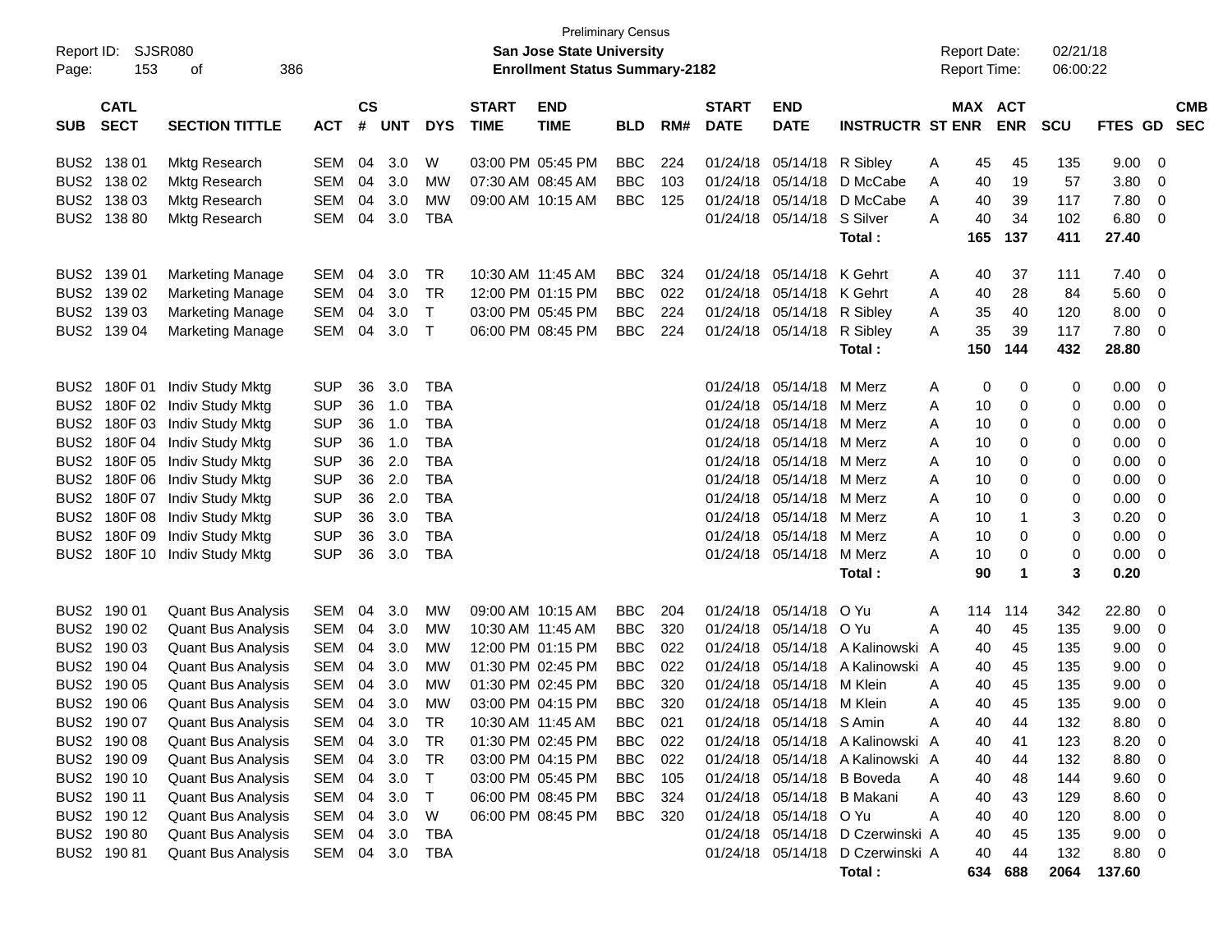Preliminary Census

Report ID: SJSR080

**San Jose State University**

**Enrollment Status Summary-2182**

Report Date: 02/21/18

Report Time: 06:00:22

| SUB | CATL SECT | SECTION TITTLE | ACT | CS # | UNT | DYS | START TIME | END TIME | BLD | RM# | START DATE | END DATE | INSTRUCTR | ST | MAX ENR | ACT ENR | SCU | FTES | GD | CMB SEC |
|---|---|---|---|---|---|---|---|---|---|---|---|---|---|---|---|---|---|---|---|---|
| BUS2 | 138 01 | Mktg Research | SEM | 04 | 3.0 | W | 03:00 PM | 05:45 PM | BBC | 224 | 01/24/18 | 05/14/18 | R Sibley | A | 45 | 45 | 135 | 9.00 | 0 | |
| BUS2 | 138 02 | Mktg Research | SEM | 04 | 3.0 | MW | 07:30 AM | 08:45 AM | BBC | 103 | 01/24/18 | 05/14/18 | D McCabe | A | 40 | 19 | 57 | 3.80 | 0 | |
| BUS2 | 138 03 | Mktg Research | SEM | 04 | 3.0 | MW | 09:00 AM | 10:15 AM | BBC | 125 | 01/24/18 | 05/14/18 | D McCabe | A | 40 | 39 | 117 | 7.80 | 0 | |
| BUS2 | 138 80 | Mktg Research | SEM | 04 | 3.0 | TBA | | | | | 01/24/18 | 05/14/18 | S Silver | A | 40 | 34 | 102 | 6.80 | 0 | |
| | | | | | | | | | | | | | **Total :** | | **165** | **137** | **411** | **27.40** | | |
| BUS2 | 139 01 | Marketing Manage | SEM | 04 | 3.0 | TR | 10:30 AM | 11:45 AM | BBC | 324 | 01/24/18 | 05/14/18 | K Gehrt | A | 40 | 37 | 111 | 7.40 | 0 | |
| BUS2 | 139 02 | Marketing Manage | SEM | 04 | 3.0 | TR | 12:00 PM | 01:15 PM | BBC | 022 | 01/24/18 | 05/14/18 | K Gehrt | A | 40 | 28 | 84 | 5.60 | 0 | |
| BUS2 | 139 03 | Marketing Manage | SEM | 04 | 3.0 | T | 03:00 PM | 05:45 PM | BBC | 224 | 01/24/18 | 05/14/18 | R Sibley | A | 35 | 40 | 120 | 8.00 | 0 | |
| BUS2 | 139 04 | Marketing Manage | SEM | 04 | 3.0 | T | 06:00 PM | 08:45 PM | BBC | 224 | 01/24/18 | 05/14/18 | R Sibley | A | 35 | 39 | 117 | 7.80 | 0 | |
| | | | | | | | | | | | | | **Total :** | | **150** | **144** | **432** | **28.80** | | |
| BUS2 | 180F 01 | Indiv Study Mktg | SUP | 36 | 3.0 | TBA | | | | | 01/24/18 | 05/14/18 | M Merz | A | 0 | 0 | 0 | 0.00 | 0 | |
| BUS2 | 180F 02 | Indiv Study Mktg | SUP | 36 | 1.0 | TBA | | | | | 01/24/18 | 05/14/18 | M Merz | A | 10 | 0 | 0 | 0.00 | 0 | |
| BUS2 | 180F 03 | Indiv Study Mktg | SUP | 36 | 1.0 | TBA | | | | | 01/24/18 | 05/14/18 | M Merz | A | 10 | 0 | 0 | 0.00 | 0 | |
| BUS2 | 180F 04 | Indiv Study Mktg | SUP | 36 | 1.0 | TBA | | | | | 01/24/18 | 05/14/18 | M Merz | A | 10 | 0 | 0 | 0.00 | 0 | |
| BUS2 | 180F 05 | Indiv Study Mktg | SUP | 36 | 2.0 | TBA | | | | | 01/24/18 | 05/14/18 | M Merz | A | 10 | 0 | 0 | 0.00 | 0 | |
| BUS2 | 180F 06 | Indiv Study Mktg | SUP | 36 | 2.0 | TBA | | | | | 01/24/18 | 05/14/18 | M Merz | A | 10 | 0 | 0 | 0.00 | 0 | |
| BUS2 | 180F 07 | Indiv Study Mktg | SUP | 36 | 2.0 | TBA | | | | | 01/24/18 | 05/14/18 | M Merz | A | 10 | 0 | 0 | 0.00 | 0 | |
| BUS2 | 180F 08 | Indiv Study Mktg | SUP | 36 | 3.0 | TBA | | | | | 01/24/18 | 05/14/18 | M Merz | A | 10 | 1 | 3 | 0.20 | 0 | |
| BUS2 | 180F 09 | Indiv Study Mktg | SUP | 36 | 3.0 | TBA | | | | | 01/24/18 | 05/14/18 | M Merz | A | 10 | 0 | 0 | 0.00 | 0 | |
| BUS2 | 180F 10 | Indiv Study Mktg | SUP | 36 | 3.0 | TBA | | | | | 01/24/18 | 05/14/18 | M Merz | A | 10 | 0 | 0 | 0.00 | 0 | |
| | | | | | | | | | | | | | **Total :** | | **90** | **1** | **3** | **0.20** | | |
| BUS2 | 190 01 | Quant Bus Analysis | SEM | 04 | 3.0 | MW | 09:00 AM | 10:15 AM | BBC | 204 | 01/24/18 | 05/14/18 | O Yu | A | 114 | 114 | 342 | 22.80 | 0 | |
| BUS2 | 190 02 | Quant Bus Analysis | SEM | 04 | 3.0 | MW | 10:30 AM | 11:45 AM | BBC | 320 | 01/24/18 | 05/14/18 | O Yu | A | 40 | 45 | 135 | 9.00 | 0 | |
| BUS2 | 190 03 | Quant Bus Analysis | SEM | 04 | 3.0 | MW | 12:00 PM | 01:15 PM | BBC | 022 | 01/24/18 | 05/14/18 | A Kalinowski | A | 40 | 45 | 135 | 9.00 | 0 | |
| BUS2 | 190 04 | Quant Bus Analysis | SEM | 04 | 3.0 | MW | 01:30 PM | 02:45 PM | BBC | 022 | 01/24/18 | 05/14/18 | A Kalinowski | A | 40 | 45 | 135 | 9.00 | 0 | |
| BUS2 | 190 05 | Quant Bus Analysis | SEM | 04 | 3.0 | MW | 01:30 PM | 02:45 PM | BBC | 320 | 01/24/18 | 05/14/18 | M Klein | A | 40 | 45 | 135 | 9.00 | 0 | |
| BUS2 | 190 06 | Quant Bus Analysis | SEM | 04 | 3.0 | MW | 03:00 PM | 04:15 PM | BBC | 320 | 01/24/18 | 05/14/18 | M Klein | A | 40 | 45 | 135 | 9.00 | 0 | |
| BUS2 | 190 07 | Quant Bus Analysis | SEM | 04 | 3.0 | TR | 10:30 AM | 11:45 AM | BBC | 021 | 01/24/18 | 05/14/18 | S Amin | A | 40 | 44 | 132 | 8.80 | 0 | |
| BUS2 | 190 08 | Quant Bus Analysis | SEM | 04 | 3.0 | TR | 01:30 PM | 02:45 PM | BBC | 022 | 01/24/18 | 05/14/18 | A Kalinowski | A | 40 | 41 | 123 | 8.20 | 0 | |
| BUS2 | 190 09 | Quant Bus Analysis | SEM | 04 | 3.0 | TR | 03:00 PM | 04:15 PM | BBC | 022 | 01/24/18 | 05/14/18 | A Kalinowski | A | 40 | 44 | 132 | 8.80 | 0 | |
| BUS2 | 190 10 | Quant Bus Analysis | SEM | 04 | 3.0 | T | 03:00 PM | 05:45 PM | BBC | 105 | 01/24/18 | 05/14/18 | B Boveda | A | 40 | 48 | 144 | 9.60 | 0 | |
| BUS2 | 190 11 | Quant Bus Analysis | SEM | 04 | 3.0 | T | 06:00 PM | 08:45 PM | BBC | 324 | 01/24/18 | 05/14/18 | B Makani | A | 40 | 43 | 129 | 8.60 | 0 | |
| BUS2 | 190 12 | Quant Bus Analysis | SEM | 04 | 3.0 | W | 06:00 PM | 08:45 PM | BBC | 320 | 01/24/18 | 05/14/18 | O Yu | A | 40 | 40 | 120 | 8.00 | 0 | |
| BUS2 | 190 80 | Quant Bus Analysis | SEM | 04 | 3.0 | TBA | | | | | 01/24/18 | 05/14/18 | D Czerwinski | A | 40 | 45 | 135 | 9.00 | 0 | |
| BUS2 | 190 81 | Quant Bus Analysis | SEM | 04 | 3.0 | TBA | | | | | 01/24/18 | 05/14/18 | D Czerwinski | A | 40 | 44 | 132 | 8.80 | 0 | |
| | | | | | | | | | | | | | **Total :** | | **634** | **688** | **2064** | **137.60** | | |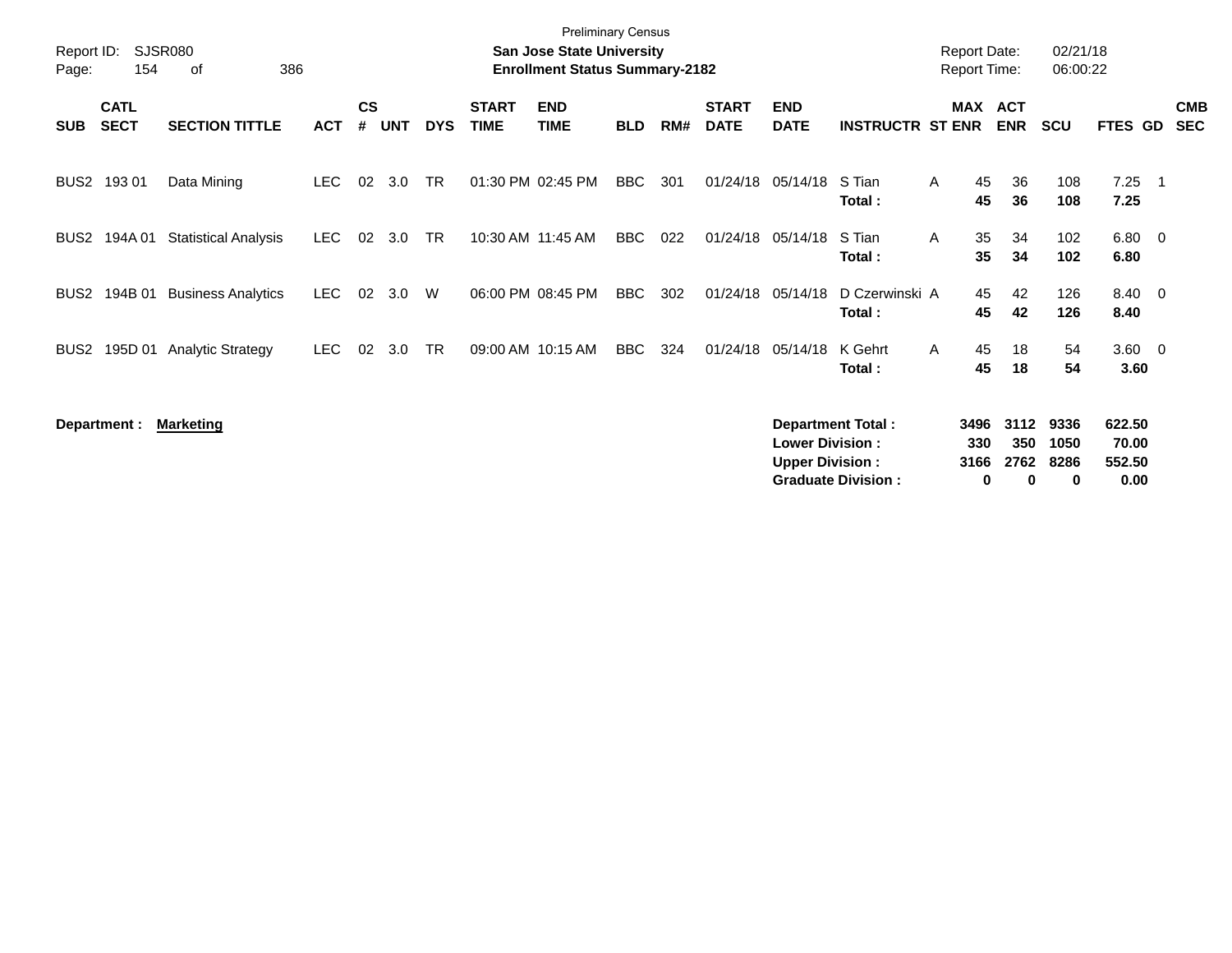Preliminary Census

**San Jose State University**
**Enrollment Status Summary-2182**

Report ID: SJSR080
Report Date: 02/21/18
Report Time: 06:00:22

| SUB | CATL SECT | SECTION TITTLE | ACT | CS # | UNT | DYS | START TIME | END TIME | BLD | RM# | START DATE | END DATE | INSTRUCTR | ST | MAX ENR | ACT ENR | SCU | FTES | GD | CMB SEC |
|---|---|---|---|---|---|---|---|---|---|---|---|---|---|---|---|---|---|---|---|---|
| BUS2 | 193 01 | Data Mining | LEC | 02 | 3.0 | TR | 01:30 PM | 02:45 PM | BBC | 301 | 01/24/18 | 05/14/18 | S Tian | A | 45 | 36 | 108 | 7.25 | 1 | |
| | | | | | | | | | | | | | **Total :** | | **45** | **36** | **108** | **7.25** | | |
| BUS2 | 194A 01 | Statistical Analysis | LEC | 02 | 3.0 | TR | 10:30 AM | 11:45 AM | BBC | 022 | 01/24/18 | 05/14/18 | S Tian | A | 35 | 34 | 102 | 6.80 | 0 | |
| | | | | | | | | | | | | | **Total :** | | **35** | **34** | **102** | **6.80** | | |
| BUS2 | 194B 01 | Business Analytics | LEC | 02 | 3.0 | W | 06:00 PM | 08:45 PM | BBC | 302 | 01/24/18 | 05/14/18 | D Czerwinski | A | 45 | 42 | 126 | 8.40 | 0 | |
| | | | | | | | | | | | | | **Total :** | | **45** | **42** | **126** | **8.40** | | |
| BUS2 | 195D 01 | Analytic Strategy | LEC | 02 | 3.0 | TR | 09:00 AM | 10:15 AM | BBC | 324 | 01/24/18 | 05/14/18 | K Gehrt | A | 45 | 18 | 54 | 3.60 | 0 | |
| | | | | | | | | | | | | | **Total :** | | **45** | **18** | **54** | **3.60** | | |

**Department :** **Marketing**

| | MAX ENR | ACT ENR | SCU | FTES |
|---|---|---|---|---|
| **Department Total :** | **3496** | **3112** | **9336** | **622.50** |
| **Lower Division :** | **330** | **350** | **1050** | **70.00** |
| **Upper Division :** | **3166** | **2762** | **8286** | **552.50** |
| **Graduate Division :** | **0** | **0** | **0** | **0.00** |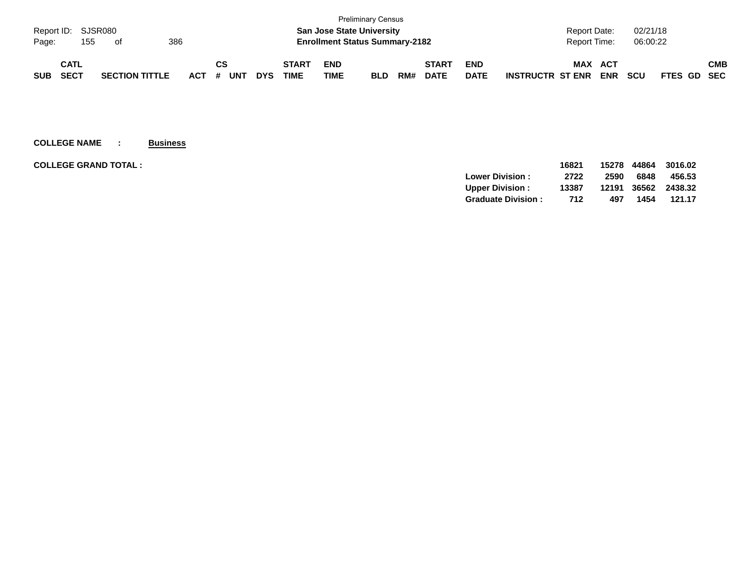Preliminary Census

**San Jose State University**

**Enrollment Status Summary-2182**

Report ID: SJSR080

Report Date: 02/21/18

Report Time: 06:00:22

| SUB | CATL SECT | SECTION TITTLE | ACT | CS # | UNT | DYS | START TIME | END TIME | BLD | RM# | START DATE | END DATE | INSTRUCTR | MAX ST ENR | ACT ENR | SCU | FTES | GD | CMB SEC |
|---|---|---|---|---|---|---|---|---|---|---|---|---|---|---|---|---|---|---|---|

**COLLEGE NAME : Business**

| | | | | | |
|---|---|---|---|---|---|
| **COLLEGE GRAND TOTAL :** | | **16821** | **15278** | **44864** | **3016.02** |
| | **Lower Division :** | **2722** | **2590** | **6848** | **456.53** |
| | **Upper Division :** | **13387** | **12191** | **36562** | **2438.32** |
| | **Graduate Division :** | **712** | **497** | **1454** | **121.17** |